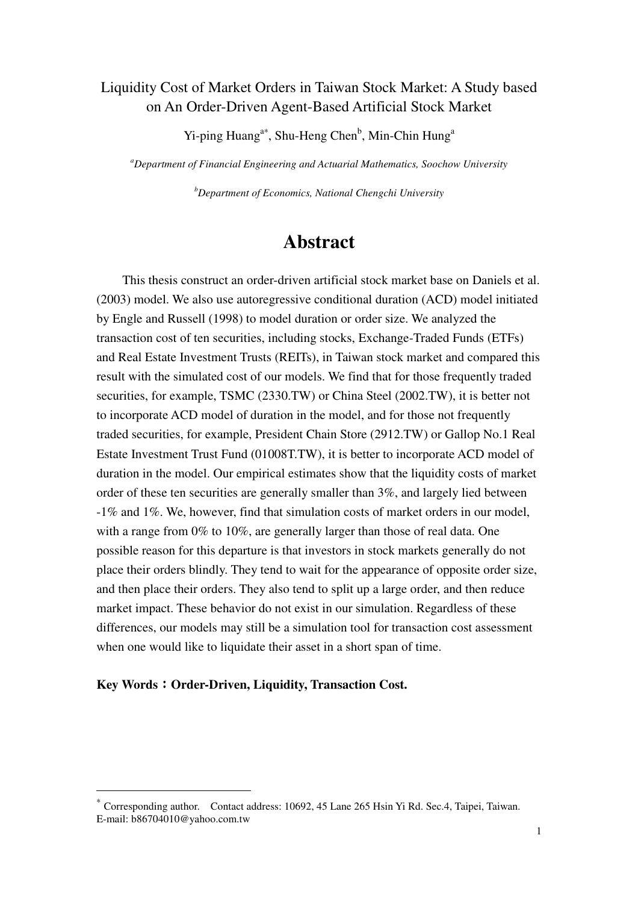# Liquidity Cost of Market Orders in Taiwan Stock Market: A Study based on An Order-Driven Agent-Based Artificial Stock Market

Yi-ping Huang[a*], Shu-Heng Chen[b], Min-Chin Hung[a]

[a]*Department of Financial Engineering and Actuarial Mathematics, Soochow University*

[b]*Department of Economics, National Chengchi University*

## Abstract

This thesis construct an order-driven artificial stock market base on Daniels et al. (2003) model. We also use autoregressive conditional duration (ACD) model initiated by Engle and Russell (1998) to model duration or order size. We analyzed the transaction cost of ten securities, including stocks, Exchange-Traded Funds (ETFs) and Real Estate Investment Trusts (REITs), in Taiwan stock market and compared this result with the simulated cost of our models. We find that for those frequently traded securities, for example, TSMC (2330.TW) or China Steel (2002.TW), it is better not to incorporate ACD model of duration in the model, and for those not frequently traded securities, for example, President Chain Store (2912.TW) or Gallop No.1 Real Estate Investment Trust Fund (01008T.TW), it is better to incorporate ACD model of duration in the model. Our empirical estimates show that the liquidity costs of market order of these ten securities are generally smaller than 3%, and largely lied between -1% and 1%. We, however, find that simulation costs of market orders in our model, with a range from 0% to 10%, are generally larger than those of real data. One possible reason for this departure is that investors in stock markets generally do not place their orders blindly. They tend to wait for the appearance of opposite order size, and then place their orders. They also tend to split up a large order, and then reduce market impact. These behavior do not exist in our simulation. Regardless of these differences, our models may still be a simulation tool for transaction cost assessment when one would like to liquidate their asset in a short span of time.

**Key Words：Order-Driven, Liquidity, Transaction Cost.**

---

[*] Corresponding author. Contact address: 10692, 45 Lane 265 Hsin Yi Rd. Sec.4, Taipei, Taiwan. E-mail: b86704010@yahoo.com.tw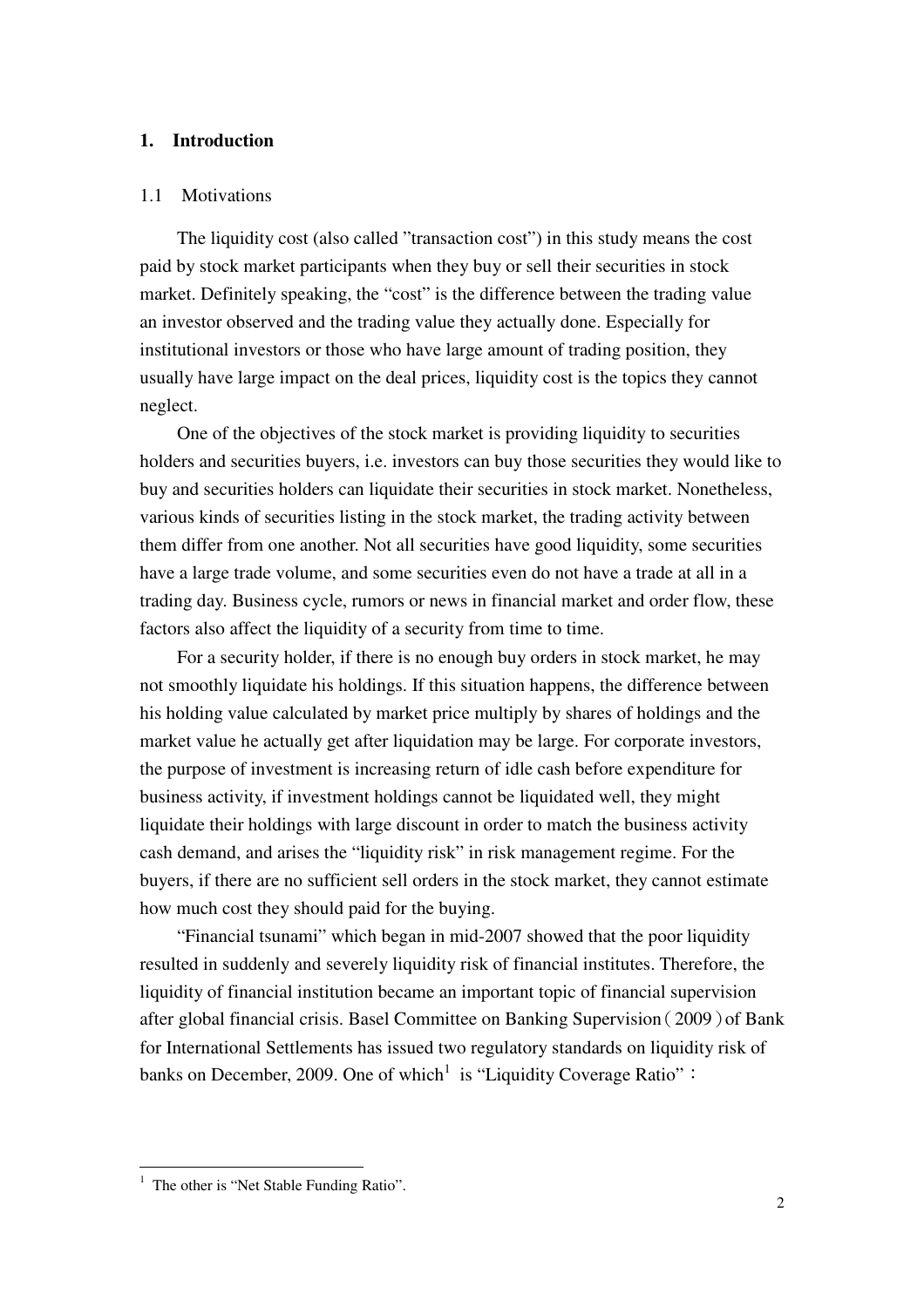# 1. Introduction

## 1.1 Motivations

The liquidity cost (also called "transaction cost") in this study means the cost paid by stock market participants when they buy or sell their securities in stock market. Definitely speaking, the "cost" is the difference between the trading value an investor observed and the trading value they actually done. Especially for institutional investors or those who have large amount of trading position, they usually have large impact on the deal prices, liquidity cost is the topics they cannot neglect.

One of the objectives of the stock market is providing liquidity to securities holders and securities buyers, i.e. investors can buy those securities they would like to buy and securities holders can liquidate their securities in stock market. Nonetheless, various kinds of securities listing in the stock market, the trading activity between them differ from one another. Not all securities have good liquidity, some securities have a large trade volume, and some securities even do not have a trade at all in a trading day. Business cycle, rumors or news in financial market and order flow, these factors also affect the liquidity of a security from time to time.

For a security holder, if there is no enough buy orders in stock market, he may not smoothly liquidate his holdings. If this situation happens, the difference between his holding value calculated by market price multiply by shares of holdings and the market value he actually get after liquidation may be large. For corporate investors, the purpose of investment is increasing return of idle cash before expenditure for business activity, if investment holdings cannot be liquidated well, they might liquidate their holdings with large discount in order to match the business activity cash demand, and arises the "liquidity risk" in risk management regime. For the buyers, if there are no sufficient sell orders in the stock market, they cannot estimate how much cost they should paid for the buying.

"Financial tsunami" which began in mid-2007 showed that the poor liquidity resulted in suddenly and severely liquidity risk of financial institutes. Therefore, the liquidity of financial institution became an important topic of financial supervision after global financial crisis. Basel Committee on Banking Supervision（2009）of Bank for International Settlements has issued two regulatory standards on liquidity risk of banks on December, 2009. One of which[1] is "Liquidity Coverage Ratio"：

[1] The other is "Net Stable Funding Ratio".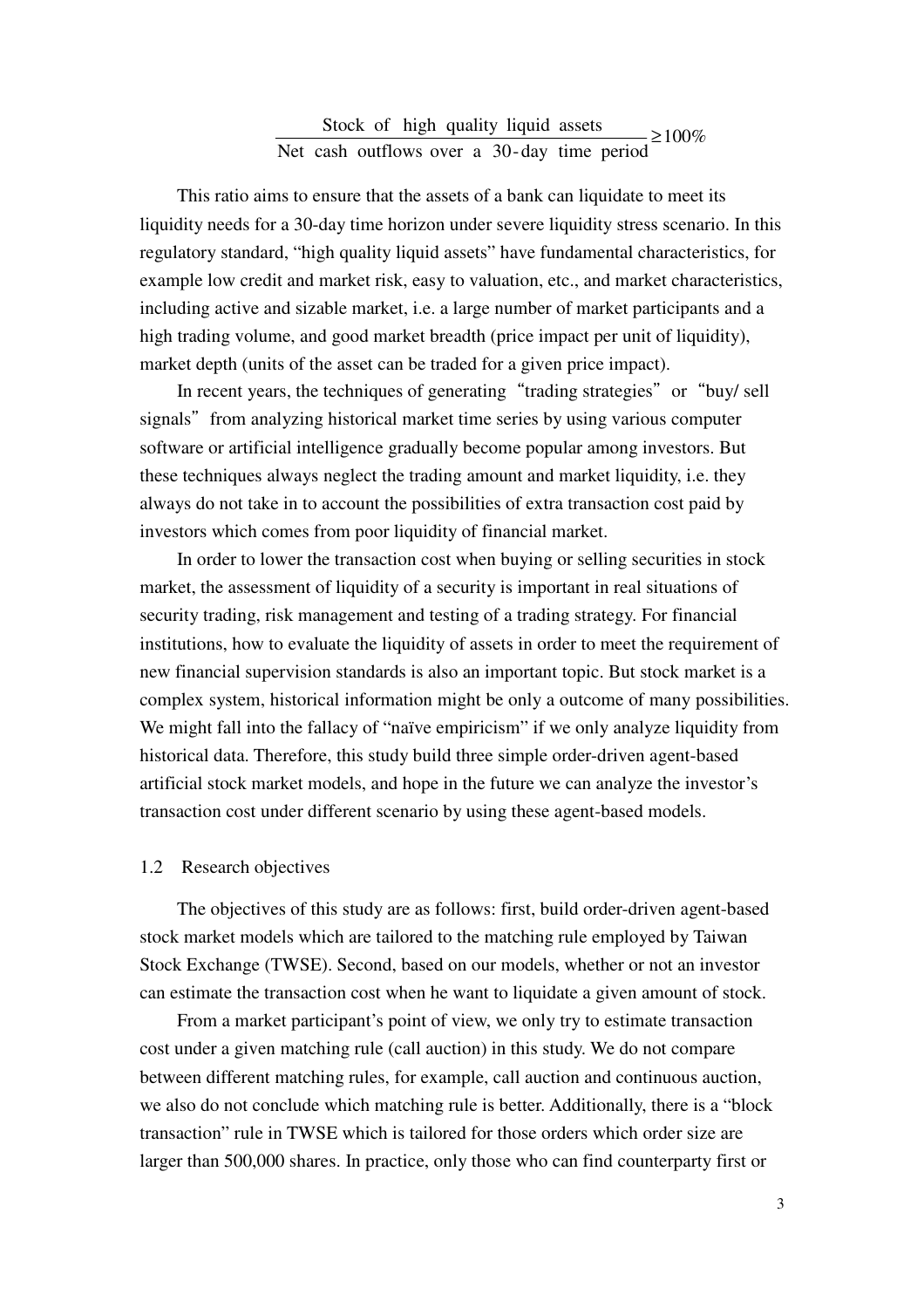$$\frac{\text{Stock of high quality liquid assets}}{\text{Net cash outflows over a 30-day time period}} \geq 100\%$$

This ratio aims to ensure that the assets of a bank can liquidate to meet its liquidity needs for a 30-day time horizon under severe liquidity stress scenario. In this regulatory standard, "high quality liquid assets" have fundamental characteristics, for example low credit and market risk, easy to valuation, etc., and market characteristics, including active and sizable market, i.e. a large number of market participants and a high trading volume, and good market breadth (price impact per unit of liquidity), market depth (units of the asset can be traded for a given price impact).

In recent years, the techniques of generating "trading strategies" or "buy/ sell signals" from analyzing historical market time series by using various computer software or artificial intelligence gradually become popular among investors. But these techniques always neglect the trading amount and market liquidity, i.e. they always do not take in to account the possibilities of extra transaction cost paid by investors which comes from poor liquidity of financial market.

In order to lower the transaction cost when buying or selling securities in stock market, the assessment of liquidity of a security is important in real situations of security trading, risk management and testing of a trading strategy. For financial institutions, how to evaluate the liquidity of assets in order to meet the requirement of new financial supervision standards is also an important topic. But stock market is a complex system, historical information might be only a outcome of many possibilities. We might fall into the fallacy of "naïve empiricism" if we only analyze liquidity from historical data. Therefore, this study build three simple order-driven agent-based artificial stock market models, and hope in the future we can analyze the investor's transaction cost under different scenario by using these agent-based models.

### 1.2 Research objectives

The objectives of this study are as follows: first, build order-driven agent-based stock market models which are tailored to the matching rule employed by Taiwan Stock Exchange (TWSE). Second, based on our models, whether or not an investor can estimate the transaction cost when he want to liquidate a given amount of stock.

From a market participant's point of view, we only try to estimate transaction cost under a given matching rule (call auction) in this study. We do not compare between different matching rules, for example, call auction and continuous auction, we also do not conclude which matching rule is better. Additionally, there is a "block transaction" rule in TWSE which is tailored for those orders which order size are larger than 500,000 shares. In practice, only those who can find counterparty first or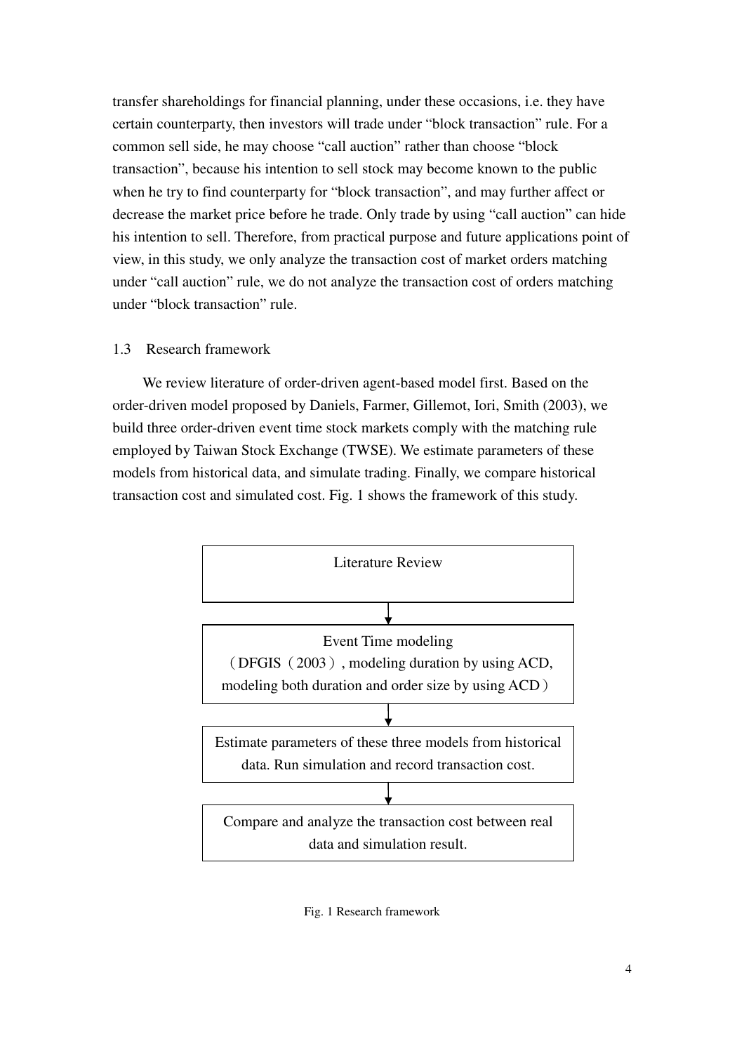transfer shareholdings for financial planning, under these occasions, i.e. they have certain counterparty, then investors will trade under "block transaction" rule. For a common sell side, he may choose "call auction" rather than choose "block transaction", because his intention to sell stock may become known to the public when he try to find counterparty for "block transaction", and may further affect or decrease the market price before he trade. Only trade by using "call auction" can hide his intention to sell. Therefore, from practical purpose and future applications point of view, in this study, we only analyze the transaction cost of market orders matching under "call auction" rule, we do not analyze the transaction cost of orders matching under "block transaction" rule.

### 1.3 Research framework

We review literature of order-driven agent-based model first. Based on the order-driven model proposed by Daniels, Farmer, Gillemot, Iori, Smith (2003), we build three order-driven event time stock markets comply with the matching rule employed by Taiwan Stock Exchange (TWSE). We estimate parameters of these models from historical data, and simulate trading. Finally, we compare historical transaction cost and simulated cost. Fig. 1 shows the framework of this study.

Literature Review

↓

Event Time modeling
（DFGIS（2003）, modeling duration by using ACD, modeling both duration and order size by using ACD）

↓

Estimate parameters of these three models from historical data. Run simulation and record transaction cost.

↓

Compare and analyze the transaction cost between real data and simulation result.

Fig. 1 Research framework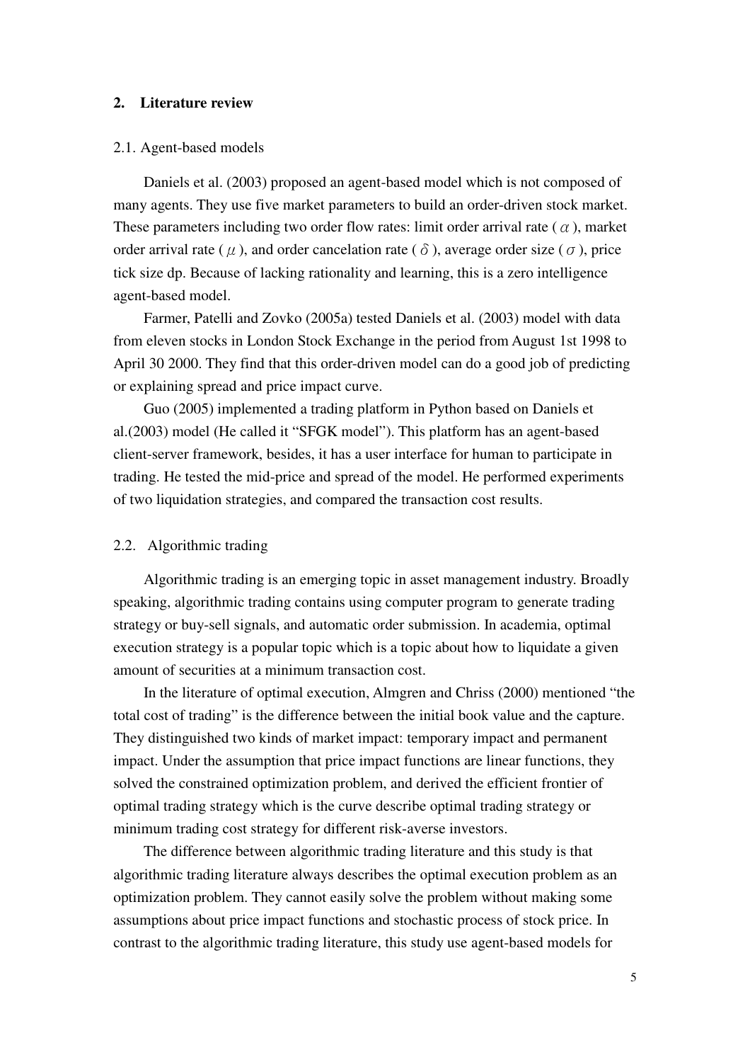## 2. Literature review

### 2.1. Agent-based models

Daniels et al. (2003) proposed an agent-based model which is not composed of many agents. They use five market parameters to build an order-driven stock market. These parameters including two order flow rates: limit order arrival rate ( $\alpha$ ), market order arrival rate ( $\mu$ ), and order cancelation rate ( $\delta$ ), average order size ( $\sigma$ ), price tick size dp. Because of lacking rationality and learning, this is a zero intelligence agent-based model.

Farmer, Patelli and Zovko (2005a) tested Daniels et al. (2003) model with data from eleven stocks in London Stock Exchange in the period from August 1st 1998 to April 30 2000. They find that this order-driven model can do a good job of predicting or explaining spread and price impact curve.

Guo (2005) implemented a trading platform in Python based on Daniels et al.(2003) model (He called it "SFGK model"). This platform has an agent-based client-server framework, besides, it has a user interface for human to participate in trading. He tested the mid-price and spread of the model. He performed experiments of two liquidation strategies, and compared the transaction cost results.

### 2.2. Algorithmic trading

Algorithmic trading is an emerging topic in asset management industry. Broadly speaking, algorithmic trading contains using computer program to generate trading strategy or buy-sell signals, and automatic order submission. In academia, optimal execution strategy is a popular topic which is a topic about how to liquidate a given amount of securities at a minimum transaction cost.

In the literature of optimal execution, Almgren and Chriss (2000) mentioned "the total cost of trading" is the difference between the initial book value and the capture. They distinguished two kinds of market impact: temporary impact and permanent impact. Under the assumption that price impact functions are linear functions, they solved the constrained optimization problem, and derived the efficient frontier of optimal trading strategy which is the curve describe optimal trading strategy or minimum trading cost strategy for different risk-averse investors.

The difference between algorithmic trading literature and this study is that algorithmic trading literature always describes the optimal execution problem as an optimization problem. They cannot easily solve the problem without making some assumptions about price impact functions and stochastic process of stock price. In contrast to the algorithmic trading literature, this study use agent-based models for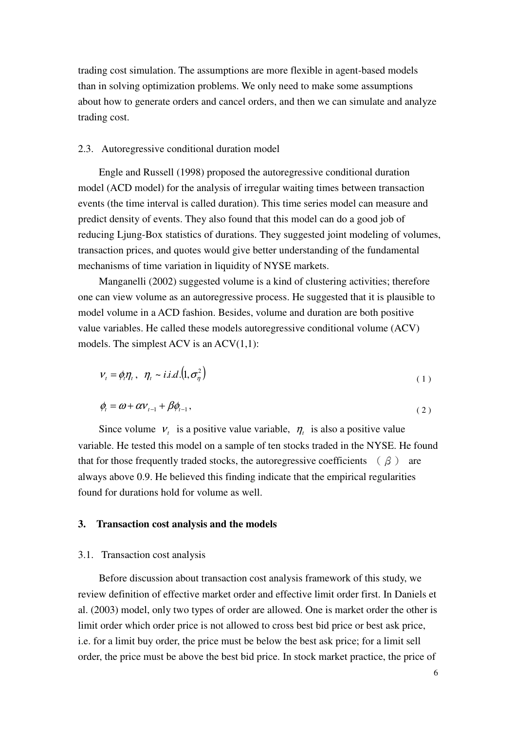trading cost simulation. The assumptions are more flexible in agent-based models than in solving optimization problems. We only need to make some assumptions about how to generate orders and cancel orders, and then we can simulate and analyze trading cost.

### 2.3. Autoregressive conditional duration model

Engle and Russell (1998) proposed the autoregressive conditional duration model (ACD model) for the analysis of irregular waiting times between transaction events (the time interval is called duration). This time series model can measure and predict density of events. They also found that this model can do a good job of reducing Ljung-Box statistics of durations. They suggested joint modeling of volumes, transaction prices, and quotes would give better understanding of the fundamental mechanisms of time variation in liquidity of NYSE markets.

Manganelli (2002) suggested volume is a kind of clustering activities; therefore one can view volume as an autoregressive process. He suggested that it is plausible to model volume in a ACD fashion. Besides, volume and duration are both positive value variables. He called these models autoregressive conditional volume (ACV) models. The simplest ACV is an ACV(1,1):

$$v_t = \phi_t \eta_t, \;\; \eta_t \sim i.i.d.\left(1, \sigma_\eta^2\right) \tag{1}$$

$$\phi_t = \omega + \alpha v_{t-1} + \beta \phi_{t-1}, \tag{2}$$

Since volume $v_t$ is a positive value variable, $\eta_t$ is also a positive value variable. He tested this model on a sample of ten stocks traded in the NYSE. He found that for those frequently traded stocks, the autoregressive coefficients （$\beta$） are always above 0.9. He believed this finding indicate that the empirical regularities found for durations hold for volume as well.

## 3. Transaction cost analysis and the models

### 3.1. Transaction cost analysis

Before discussion about transaction cost analysis framework of this study, we review definition of effective market order and effective limit order first. In Daniels et al. (2003) model, only two types of order are allowed. One is market order the other is limit order which order price is not allowed to cross best bid price or best ask price, i.e. for a limit buy order, the price must be below the best ask price; for a limit sell order, the price must be above the best bid price. In stock market practice, the price of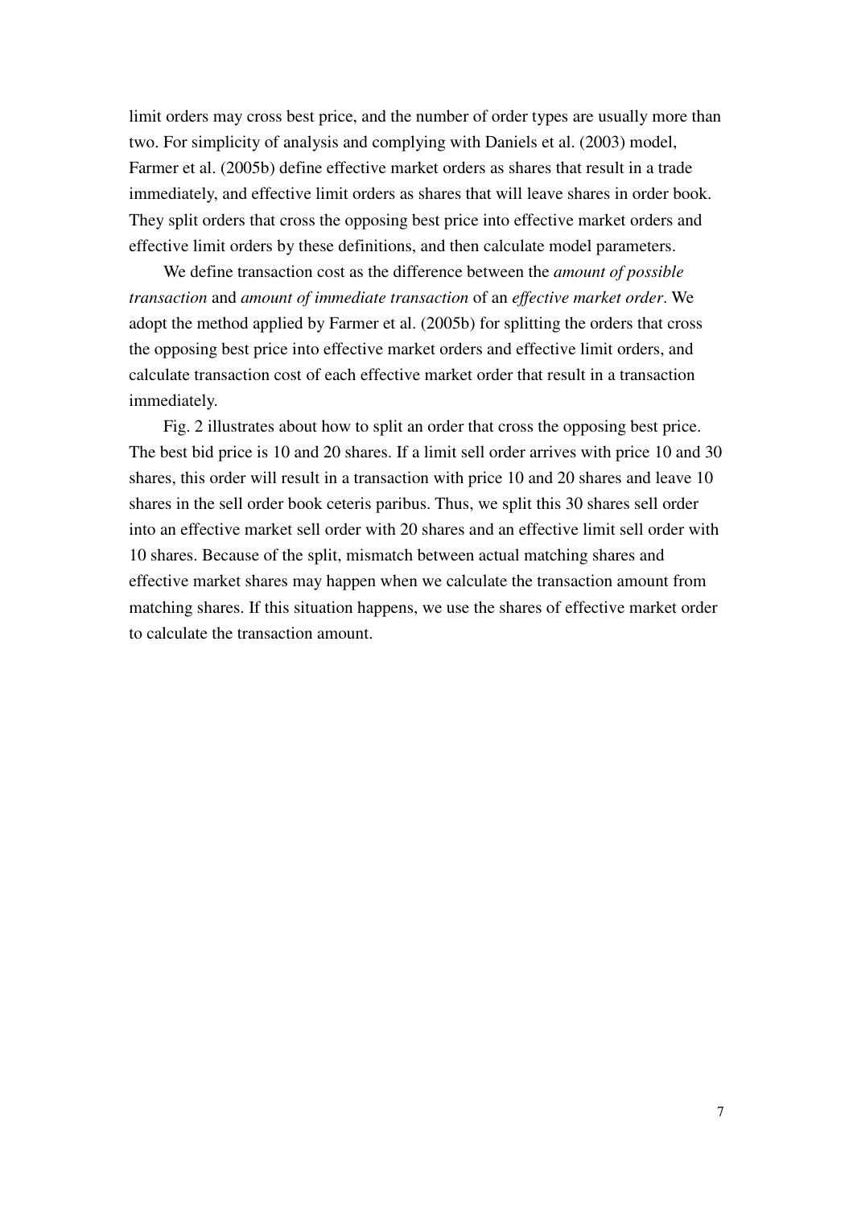limit orders may cross best price, and the number of order types are usually more than two. For simplicity of analysis and complying with Daniels et al. (2003) model, Farmer et al. (2005b) define effective market orders as shares that result in a trade immediately, and effective limit orders as shares that will leave shares in order book. They split orders that cross the opposing best price into effective market orders and effective limit orders by these definitions, and then calculate model parameters.

We define transaction cost as the difference between the *amount of possible transaction* and *amount of immediate transaction* of an *effective market order*. We adopt the method applied by Farmer et al. (2005b) for splitting the orders that cross the opposing best price into effective market orders and effective limit orders, and calculate transaction cost of each effective market order that result in a transaction immediately.

Fig. 2 illustrates about how to split an order that cross the opposing best price. The best bid price is 10 and 20 shares. If a limit sell order arrives with price 10 and 30 shares, this order will result in a transaction with price 10 and 20 shares and leave 10 shares in the sell order book ceteris paribus. Thus, we split this 30 shares sell order into an effective market sell order with 20 shares and an effective limit sell order with 10 shares. Because of the split, mismatch between actual matching shares and effective market shares may happen when we calculate the transaction amount from matching shares. If this situation happens, we use the shares of effective market order to calculate the transaction amount.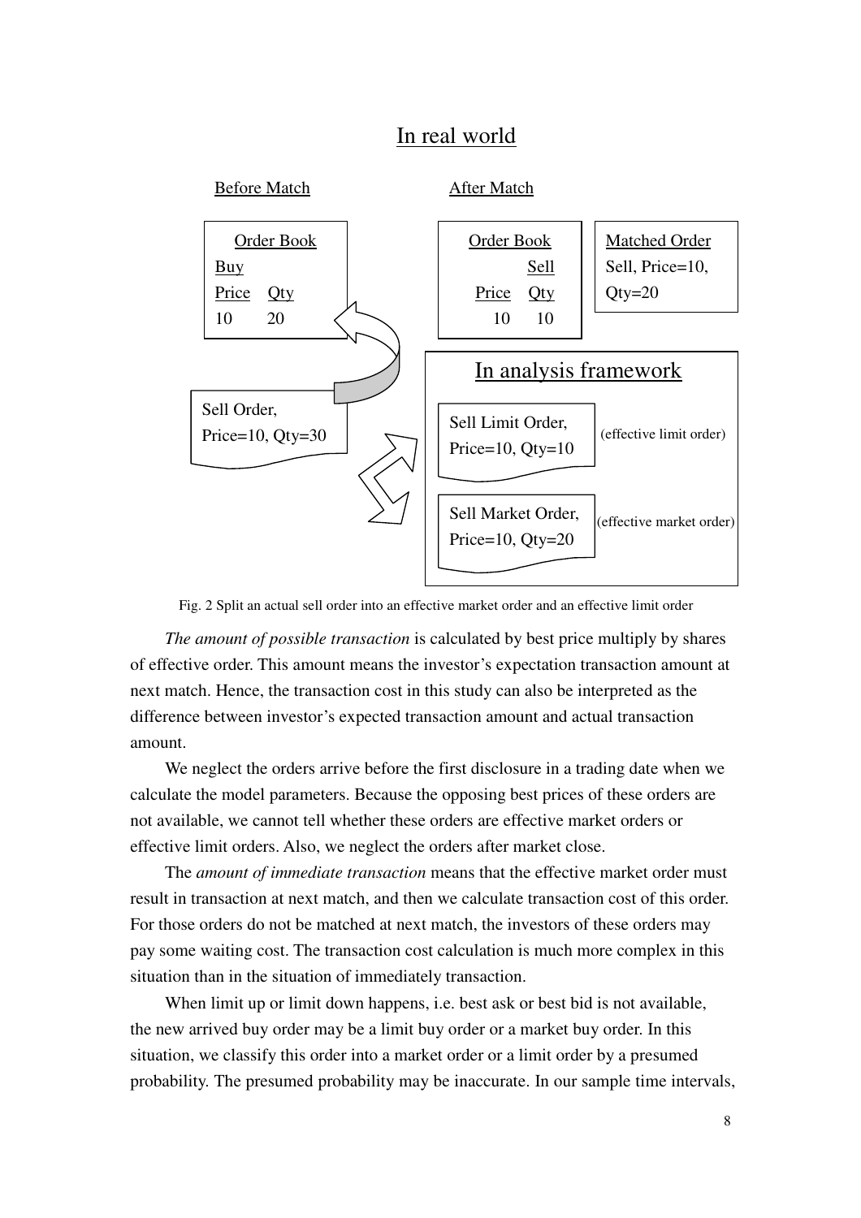In real world

Before Match

| Order Book | |
|---|---|
| Buy | |
| Price | Qty |
| 10 | 20 |

Sell Order,
Price=10, Qty=30

After Match

| Order Book | |
|---|---|
| | Sell |
| Price | Qty |
| 10 | 10 |

Matched Order
Sell, Price=10,
Qty=20

In analysis framework

Sell Limit Order,
Price=10, Qty=10 (effective limit order)

Sell Market Order,
Price=10, Qty=20 (effective market order)

Fig. 2 Split an actual sell order into an effective market order and an effective limit order

*The amount of possible transaction* is calculated by best price multiply by shares of effective order. This amount means the investor's expectation transaction amount at next match. Hence, the transaction cost in this study can also be interpreted as the difference between investor's expected transaction amount and actual transaction amount.

We neglect the orders arrive before the first disclosure in a trading date when we calculate the model parameters. Because the opposing best prices of these orders are not available, we cannot tell whether these orders are effective market orders or effective limit orders. Also, we neglect the orders after market close.

The *amount of immediate transaction* means that the effective market order must result in transaction at next match, and then we calculate transaction cost of this order. For those orders do not be matched at next match, the investors of these orders may pay some waiting cost. The transaction cost calculation is much more complex in this situation than in the situation of immediately transaction.

When limit up or limit down happens, i.e. best ask or best bid is not available, the new arrived buy order may be a limit buy order or a market buy order. In this situation, we classify this order into a market order or a limit order by a presumed probability. The presumed probability may be inaccurate. In our sample time intervals,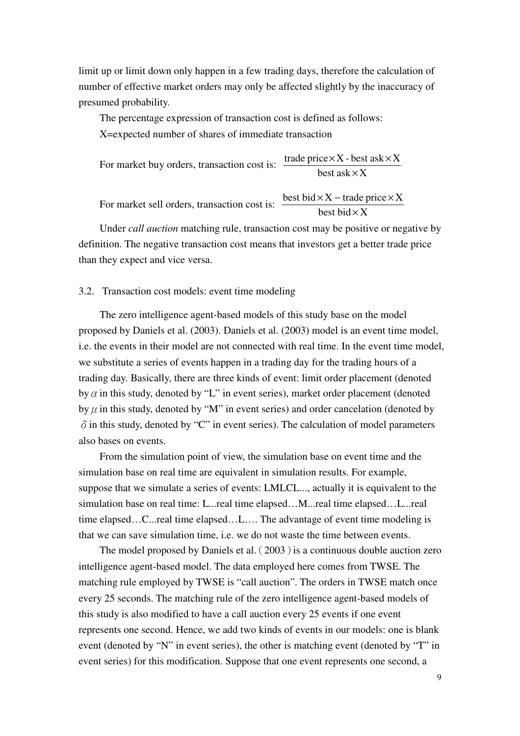limit up or limit down only happen in a few trading days, therefore the calculation of number of effective market orders may only be affected slightly by the inaccuracy of presumed probability.

The percentage expression of transaction cost is defined as follows:

X=expected number of shares of immediate transaction

For market buy orders, transaction cost is: $\dfrac{\text{trade price} \times \text{X - best ask} \times \text{X}}{\text{best ask} \times \text{X}}$

For market sell orders, transaction cost is: $\dfrac{\text{best bid} \times \text{X} - \text{trade price} \times \text{X}}{\text{best bid} \times \text{X}}$

Under *call auction* matching rule, transaction cost may be positive or negative by definition. The negative transaction cost means that investors get a better trade price than they expect and vice versa.

## 3.2. Transaction cost models: event time modeling

The zero intelligence agent-based models of this study base on the model proposed by Daniels et al. (2003). Daniels et al. (2003) model is an event time model, i.e. the events in their model are not connected with real time. In the event time model, we substitute a series of events happen in a trading day for the trading hours of a trading day. Basically, there are three kinds of event: limit order placement (denoted by $\alpha$ in this study, denoted by "L" in event series), market order placement (denoted by $\mu$ in this study, denoted by "M" in event series) and order cancelation (denoted by $\delta$ in this study, denoted by "C" in event series). The calculation of model parameters also bases on events.

From the simulation point of view, the simulation base on event time and the simulation base on real time are equivalent in simulation results. For example, suppose that we simulate a series of events: LMLCL..., actually it is equivalent to the simulation base on real time: L...real time elapsed…M...real time elapsed…L...real time elapsed…C...real time elapsed…L…. The advantage of event time modeling is that we can save simulation time, i.e. we do not waste the time between events.

The model proposed by Daniels et al. (2003) is a continuous double auction zero intelligence agent-based model. The data employed here comes from TWSE. The matching rule employed by TWSE is "call auction". The orders in TWSE match once every 25 seconds. The matching rule of the zero intelligence agent-based models of this study is also modified to have a call auction every 25 events if one event represents one second. Hence, we add two kinds of events in our models: one is blank event (denoted by "N" in event series), the other is matching event (denoted by "T" in event series) for this modification. Suppose that one event represents one second, a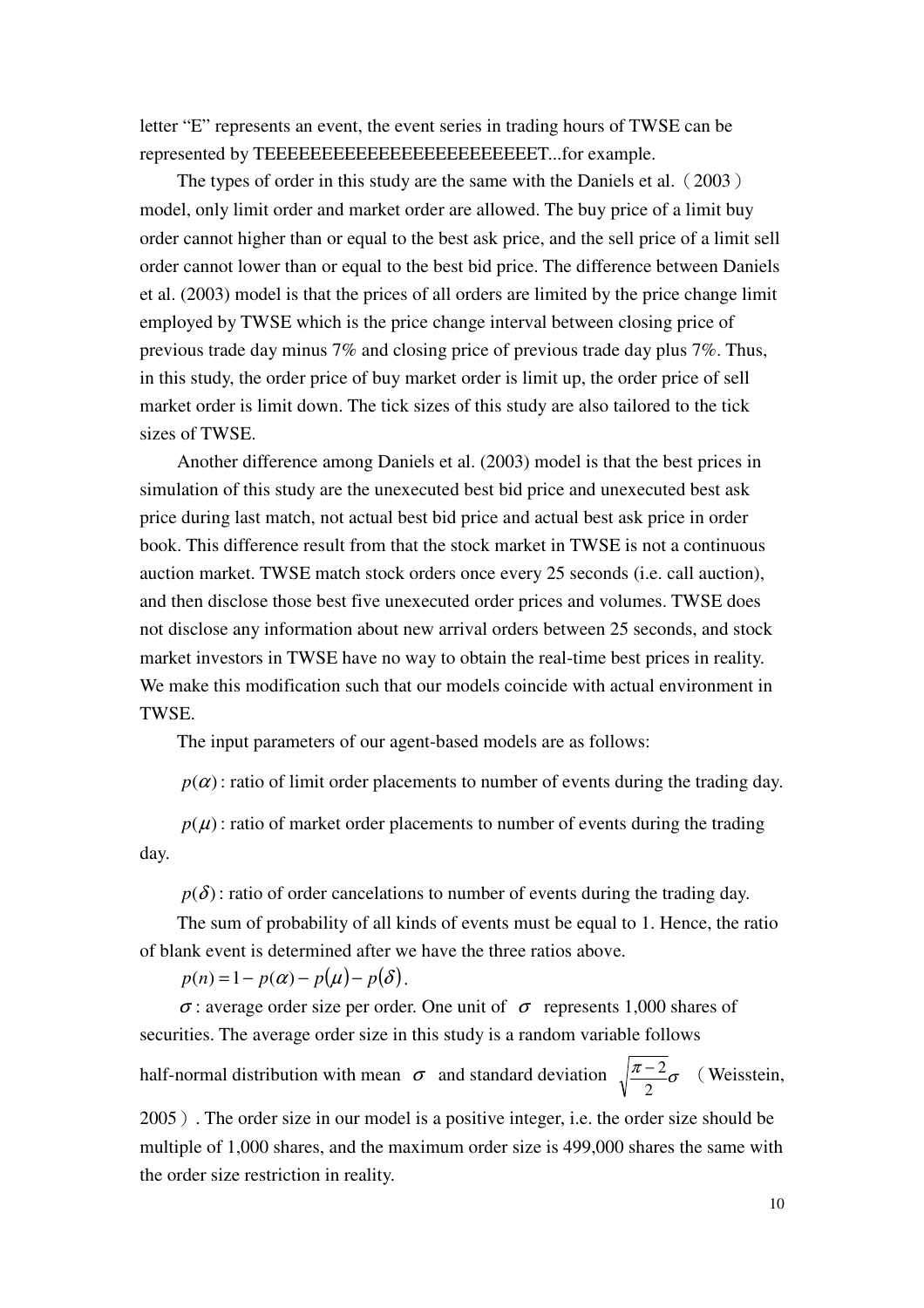letter “E” represents an event, the event series in trading hours of TWSE can be represented by TEEEEEEEEEEEEEEEEEEEEEEEEET...for example.

The types of order in this study are the same with the Daniels et al.（2003） model, only limit order and market order are allowed. The buy price of a limit buy order cannot higher than or equal to the best ask price, and the sell price of a limit sell order cannot lower than or equal to the best bid price. The difference between Daniels et al. (2003) model is that the prices of all orders are limited by the price change limit employed by TWSE which is the price change interval between closing price of previous trade day minus 7% and closing price of previous trade day plus 7%. Thus, in this study, the order price of buy market order is limit up, the order price of sell market order is limit down. The tick sizes of this study are also tailored to the tick sizes of TWSE.

Another difference among Daniels et al. (2003) model is that the best prices in simulation of this study are the unexecuted best bid price and unexecuted best ask price during last match, not actual best bid price and actual best ask price in order book. This difference result from that the stock market in TWSE is not a continuous auction market. TWSE match stock orders once every 25 seconds (i.e. call auction), and then disclose those best five unexecuted order prices and volumes. TWSE does not disclose any information about new arrival orders between 25 seconds, and stock market investors in TWSE have no way to obtain the real-time best prices in reality. We make this modification such that our models coincide with actual environment in TWSE.

The input parameters of our agent-based models are as follows:

$p(\alpha)$: ratio of limit order placements to number of events during the trading day.

$p(\mu)$: ratio of market order placements to number of events during the trading day.

$p(\delta)$: ratio of order cancelations to number of events during the trading day.

The sum of probability of all kinds of events must be equal to 1. Hence, the ratio of blank event is determined after we have the three ratios above.

$p(n) = 1 - p(\alpha) - p(\mu) - p(\delta)$.

$\sigma$: average order size per order. One unit of $\sigma$ represents 1,000 shares of securities. The average order size in this study is a random variable follows half-normal distribution with mean $\sigma$ and standard deviation $\sqrt{\frac{\pi - 2}{2}}\sigma$ （Weisstein, 2005）. The order size in our model is a positive integer, i.e. the order size should be multiple of 1,000 shares, and the maximum order size is 499,000 shares the same with the order size restriction in reality.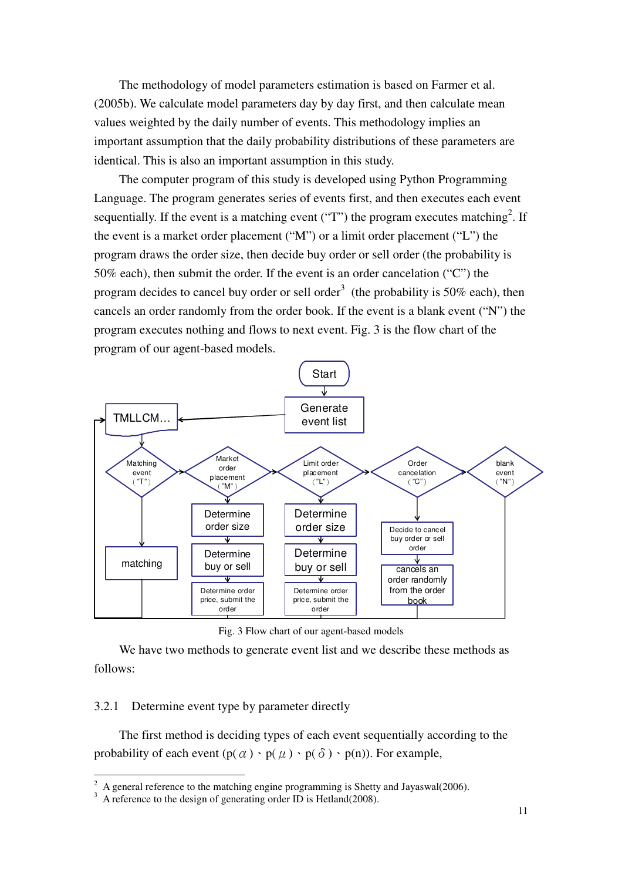The methodology of model parameters estimation is based on Farmer et al. (2005b). We calculate model parameters day by day first, and then calculate mean values weighted by the daily number of events. This methodology implies an important assumption that the daily probability distributions of these parameters are identical. This is also an important assumption in this study.

The computer program of this study is developed using Python Programming Language. The program generates series of events first, and then executes each event sequentially. If the event is a matching event ("T") the program executes matching[2]. If the event is a market order placement ("M") or a limit order placement ("L") the program draws the order size, then decide buy order or sell order (the probability is 50% each), then submit the order. If the event is an order cancelation ("C") the program decides to cancel buy order or sell order[3] (the probability is 50% each), then cancels an order randomly from the order book. If the event is a blank event ("N") the program executes nothing and flows to next event. Fig. 3 is the flow chart of the program of our agent-based models.

Start → Generate event list → TMLLCM…

- Matching event ("T") → matching
- Market order placement ("M") → Determine order size → Determine buy or sell → Determine order price, submit the order
- Limit order placement ("L") → Determine order size → Determine buy or sell → Determine order price, submit the order
- Order cancelation ("C") → Decide to cancel buy order or sell order → cancels an order randomly from the order book
- blank event ("N")

Fig. 3 Flow chart of our agent-based models

We have two methods to generate event list and we describe these methods as follows:

### 3.2.1 Determine event type by parameter directly

The first method is deciding types of each event sequentially according to the probability of each event (p($\alpha$)、p($\mu$)、p($\delta$)、p(n)). For example,

---

[2] A general reference to the matching engine programming is Shetty and Jayaswal(2006).

[3] A reference to the design of generating order ID is Hetland(2008).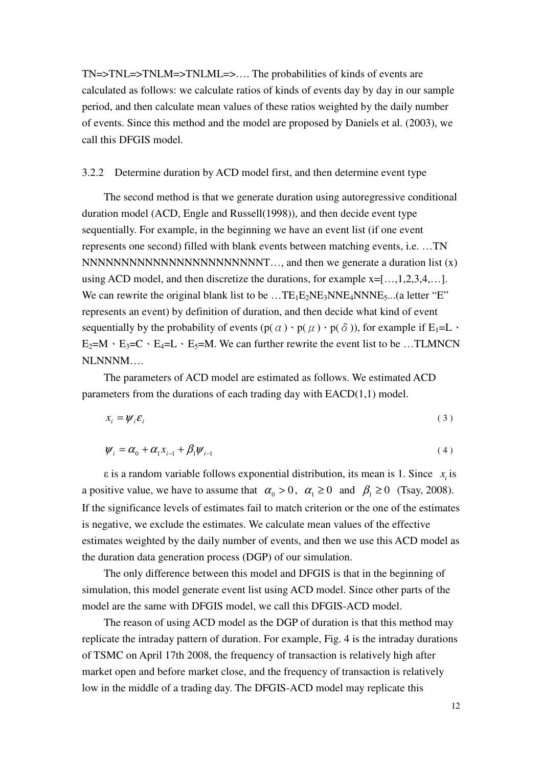TN=>TNL=>TNLM=>TNLML=>…. The probabilities of kinds of events are calculated as follows: we calculate ratios of kinds of events day by day in our sample period, and then calculate mean values of these ratios weighted by the daily number of events. Since this method and the model are proposed by Daniels et al. (2003), we call this DFGIS model.

### 3.2.2 Determine duration by ACD model first, and then determine event type

The second method is that we generate duration using autoregressive conditional duration model (ACD, Engle and Russell(1998)), and then decide event type sequentially. For example, in the beginning we have an event list (if one event represents one second) filled with blank events between matching events, i.e. …TN NNNNNNNNNNNNNNNNNNNNNNNT…, and then we generate a duration list (x) using ACD model, and then discretize the durations, for example x=[…,1,2,3,4,…]. We can rewrite the original blank list to be …T$E_1E_2$N$E_3$NN$E_4$NNN$E_5$...(a letter "E" represents an event) by definition of duration, and then decide what kind of event sequentially by the probability of events (p($\alpha$)、p($\mu$)、p($\delta$)), for example if $E_1$=L、$E_2$=M、$E_3$=C、$E_4$=L、$E_5$=M. We can further rewrite the event list to be …TLMNCN NLNNNM….

The parameters of ACD model are estimated as follows. We estimated ACD parameters from the durations of each trading day with EACD(1,1) model.

$$x_i = \psi_i \varepsilon_i \tag{3}$$

$$\psi_i = \alpha_0 + \alpha_1 x_{i-1} + \beta_1 \psi_{i-1} \tag{4}$$

ε is a random variable follows exponential distribution, its mean is 1. Since $x_i$ is a positive value, we have to assume that $\alpha_0 > 0$, $\alpha_1 \geq 0$ and $\beta_1 \geq 0$ (Tsay, 2008). If the significance levels of estimates fail to match criterion or the one of the estimates is negative, we exclude the estimates. We calculate mean values of the effective estimates weighted by the daily number of events, and then we use this ACD model as the duration data generation process (DGP) of our simulation.

The only difference between this model and DFGIS is that in the beginning of simulation, this model generate event list using ACD model. Since other parts of the model are the same with DFGIS model, we call this DFGIS-ACD model.

The reason of using ACD model as the DGP of duration is that this method may replicate the intraday pattern of duration. For example, Fig. 4 is the intraday durations of TSMC on April 17th 2008, the frequency of transaction is relatively high after market open and before market close, and the frequency of transaction is relatively low in the middle of a trading day. The DFGIS-ACD model may replicate this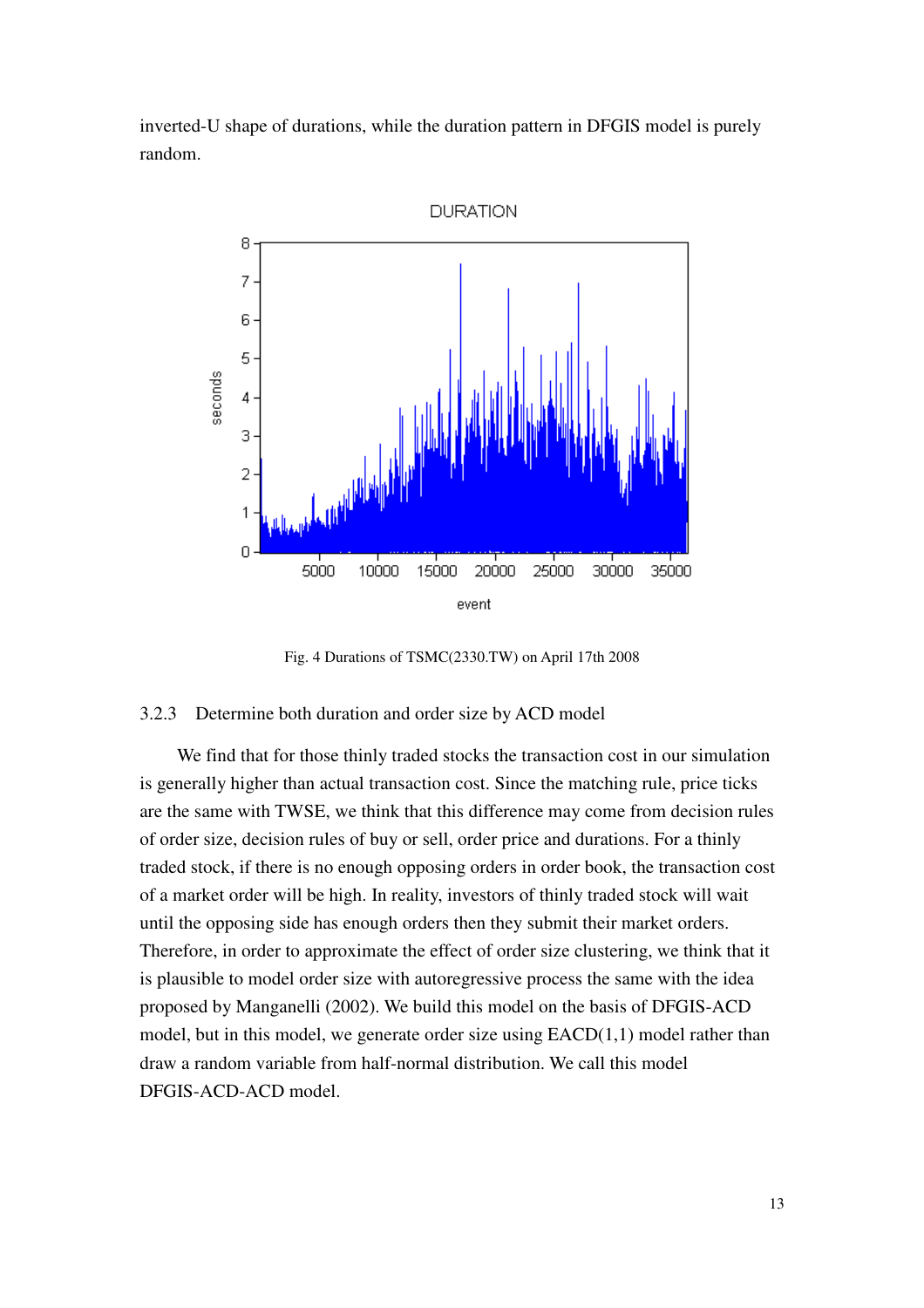inverted-U shape of durations, while the duration pattern in DFGIS model is purely random.

Fig. 4 Durations of TSMC(2330.TW) on April 17th 2008

### 3.2.3 Determine both duration and order size by ACD model

We find that for those thinly traded stocks the transaction cost in our simulation is generally higher than actual transaction cost. Since the matching rule, price ticks are the same with TWSE, we think that this difference may come from decision rules of order size, decision rules of buy or sell, order price and durations. For a thinly traded stock, if there is no enough opposing orders in order book, the transaction cost of a market order will be high. In reality, investors of thinly traded stock will wait until the opposing side has enough orders then they submit their market orders. Therefore, in order to approximate the effect of order size clustering, we think that it is plausible to model order size with autoregressive process the same with the idea proposed by Manganelli (2002). We build this model on the basis of DFGIS-ACD model, but in this model, we generate order size using EACD(1,1) model rather than draw a random variable from half-normal distribution. We call this model DFGIS-ACD-ACD model.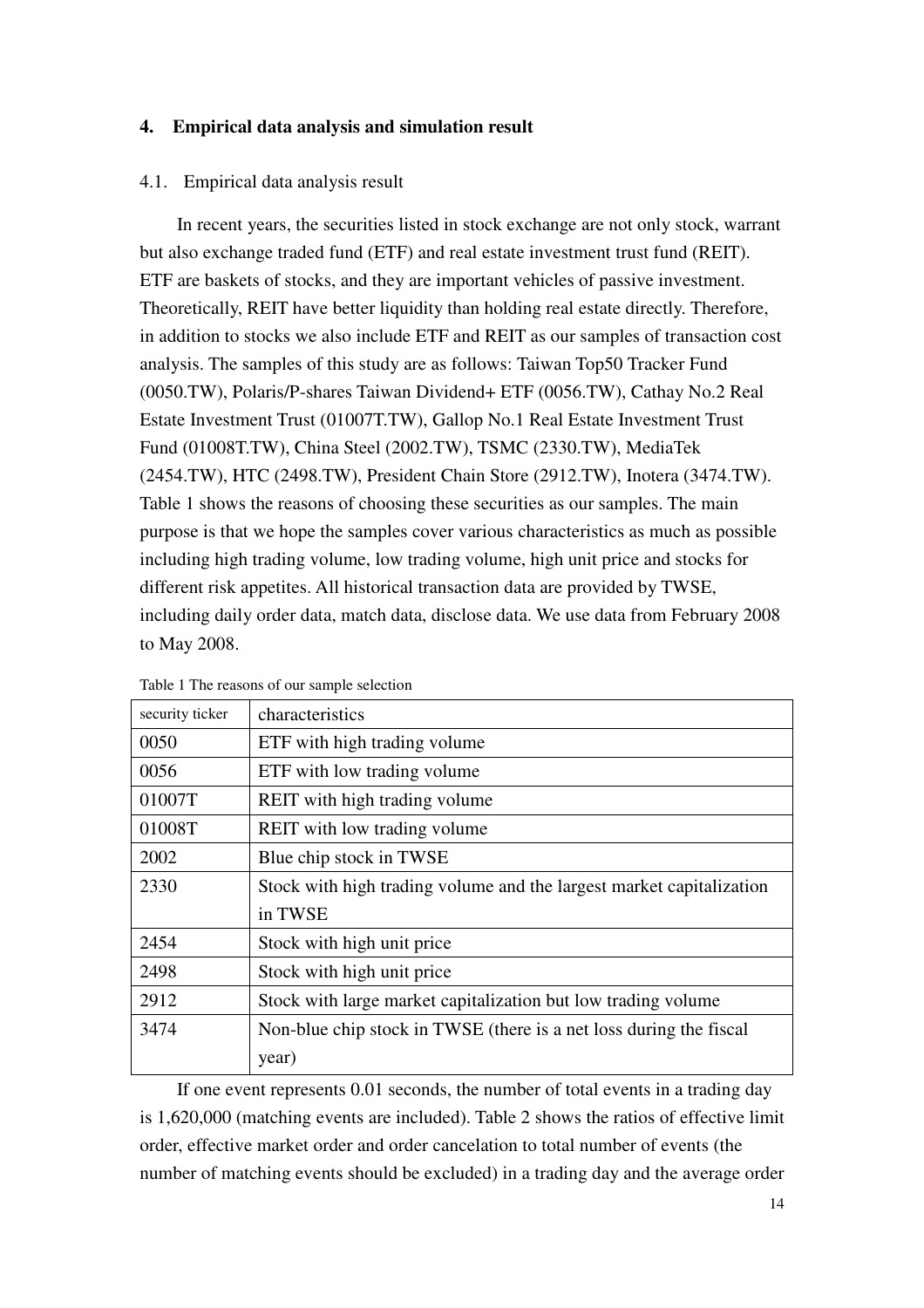## 4. Empirical data analysis and simulation result

### 4.1. Empirical data analysis result

In recent years, the securities listed in stock exchange are not only stock, warrant but also exchange traded fund (ETF) and real estate investment trust fund (REIT). ETF are baskets of stocks, and they are important vehicles of passive investment. Theoretically, REIT have better liquidity than holding real estate directly. Therefore, in addition to stocks we also include ETF and REIT as our samples of transaction cost analysis. The samples of this study are as follows: Taiwan Top50 Tracker Fund (0050.TW), Polaris/P-shares Taiwan Dividend+ ETF (0056.TW), Cathay No.2 Real Estate Investment Trust (01007T.TW), Gallop No.1 Real Estate Investment Trust Fund (01008T.TW), China Steel (2002.TW), TSMC (2330.TW), MediaTek (2454.TW), HTC (2498.TW), President Chain Store (2912.TW), Inotera (3474.TW). Table 1 shows the reasons of choosing these securities as our samples. The main purpose is that we hope the samples cover various characteristics as much as possible including high trading volume, low trading volume, high unit price and stocks for different risk appetites. All historical transaction data are provided by TWSE, including daily order data, match data, disclose data. We use data from February 2008 to May 2008.

Table 1 The reasons of our sample selection

| security ticker | characteristics |
|---|---|
| 0050 | ETF with high trading volume |
| 0056 | ETF with low trading volume |
| 01007T | REIT with high trading volume |
| 01008T | REIT with low trading volume |
| 2002 | Blue chip stock in TWSE |
| 2330 | Stock with high trading volume and the largest market capitalization in TWSE |
| 2454 | Stock with high unit price |
| 2498 | Stock with high unit price |
| 2912 | Stock with large market capitalization but low trading volume |
| 3474 | Non-blue chip stock in TWSE (there is a net loss during the fiscal year) |

If one event represents 0.01 seconds, the number of total events in a trading day is 1,620,000 (matching events are included). Table 2 shows the ratios of effective limit order, effective market order and order cancelation to total number of events (the number of matching events should be excluded) in a trading day and the average order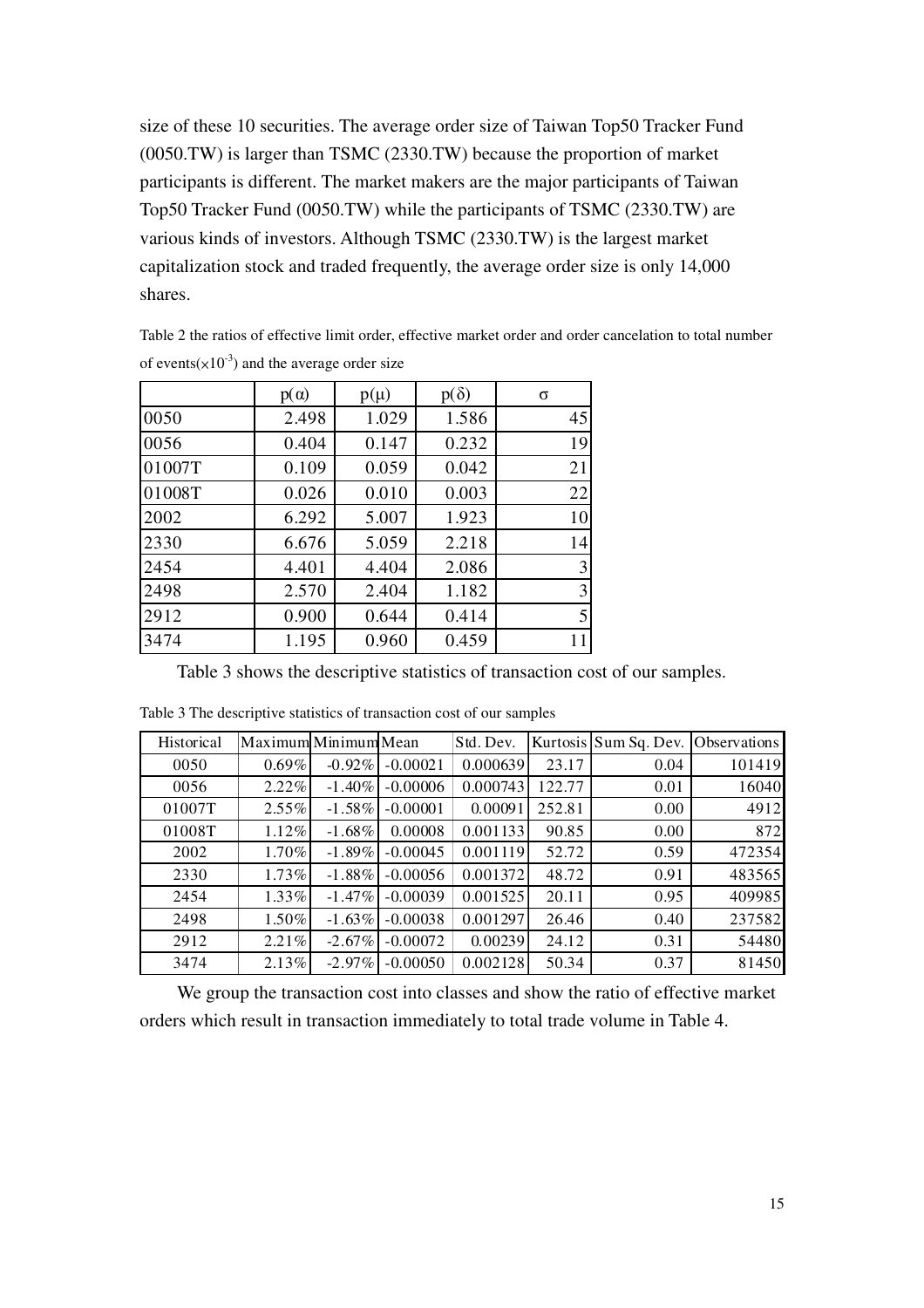size of these 10 securities. The average order size of Taiwan Top50 Tracker Fund (0050.TW) is larger than TSMC (2330.TW) because the proportion of market participants is different. The market makers are the major participants of Taiwan Top50 Tracker Fund (0050.TW) while the participants of TSMC (2330.TW) are various kinds of investors. Although TSMC (2330.TW) is the largest market capitalization stock and traded frequently, the average order size is only 14,000 shares.

Table 2 the ratios of effective limit order, effective market order and order cancelation to total number of events($\times 10^{-3}$) and the average order size

| | $p(\alpha)$ | $p(\mu)$ | $p(\delta)$ | $\sigma$ |
|---|---|---|---|---|
| 0050 | 2.498 | 1.029 | 1.586 | 45 |
| 0056 | 0.404 | 0.147 | 0.232 | 19 |
| 01007T | 0.109 | 0.059 | 0.042 | 21 |
| 01008T | 0.026 | 0.010 | 0.003 | 22 |
| 2002 | 6.292 | 5.007 | 1.923 | 10 |
| 2330 | 6.676 | 5.059 | 2.218 | 14 |
| 2454 | 4.401 | 4.404 | 2.086 | 3 |
| 2498 | 2.570 | 2.404 | 1.182 | 3 |
| 2912 | 0.900 | 0.644 | 0.414 | 5 |
| 3474 | 1.195 | 0.960 | 0.459 | 11 |

Table 3 shows the descriptive statistics of transaction cost of our samples.

Table 3 The descriptive statistics of transaction cost of our samples

| Historical | Maximum | Minimum | Mean | Std. Dev. | Kurtosis | Sum Sq. Dev. | Observations |
|---|---|---|---|---|---|---|---|
| 0050 | 0.69% | -0.92% | -0.00021 | 0.000639 | 23.17 | 0.04 | 101419 |
| 0056 | 2.22% | -1.40% | -0.00006 | 0.000743 | 122.77 | 0.01 | 16040 |
| 01007T | 2.55% | -1.58% | -0.00001 | 0.00091 | 252.81 | 0.00 | 4912 |
| 01008T | 1.12% | -1.68% | 0.00008 | 0.001133 | 90.85 | 0.00 | 872 |
| 2002 | 1.70% | -1.89% | -0.00045 | 0.001119 | 52.72 | 0.59 | 472354 |
| 2330 | 1.73% | -1.88% | -0.00056 | 0.001372 | 48.72 | 0.91 | 483565 |
| 2454 | 1.33% | -1.47% | -0.00039 | 0.001525 | 20.11 | 0.95 | 409985 |
| 2498 | 1.50% | -1.63% | -0.00038 | 0.001297 | 26.46 | 0.40 | 237582 |
| 2912 | 2.21% | -2.67% | -0.00072 | 0.00239 | 24.12 | 0.31 | 54480 |
| 3474 | 2.13% | -2.97% | -0.00050 | 0.002128 | 50.34 | 0.37 | 81450 |

We group the transaction cost into classes and show the ratio of effective market orders which result in transaction immediately to total trade volume in Table 4.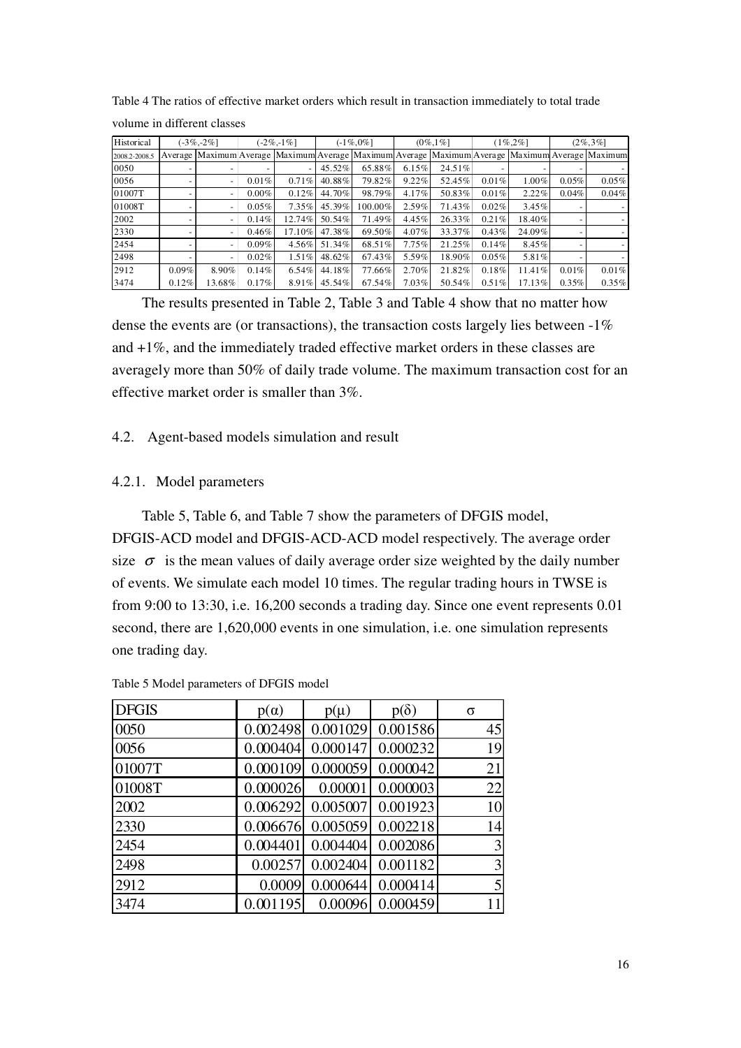Table 4 The ratios of effective market orders which result in transaction immediately to total trade volume in different classes

| Historical | (-3%,-2%] | | (-2%,-1%] | | (-1%,0%] | | (0%,1%] | | (1%,2%] | | (2%,3%] | |
|---|---|---|---|---|---|---|---|---|---|---|---|---|
| 2008.2-2008.5 | Average | Maximum | Average | Maximum | Average | Maximum | Average | Maximum | Average | Maximum | Average | Maximum |
| 0050 | - | - | - | - | 45.52% | 65.88% | 6.15% | 24.51% | - | - | - | - |
| 0056 | - | - | 0.01% | 0.71% | 40.88% | 79.82% | 9.22% | 52.45% | 0.01% | 1.00% | 0.05% | 0.05% |
| 01007T | - | - | 0.00% | 0.12% | 44.70% | 98.79% | 4.17% | 50.83% | 0.01% | 2.22% | 0.04% | 0.04% |
| 01008T | - | - | 0.05% | 7.35% | 45.39% | 100.00% | 2.59% | 71.43% | 0.02% | 3.45% | - | - |
| 2002 | - | - | 0.14% | 12.74% | 50.54% | 71.49% | 4.45% | 26.33% | 0.21% | 18.40% | - | - |
| 2330 | - | - | 0.46% | 17.10% | 47.38% | 69.50% | 4.07% | 33.37% | 0.43% | 24.09% | - | - |
| 2454 | - | - | 0.09% | 4.56% | 51.34% | 68.51% | 7.75% | 21.25% | 0.14% | 8.45% | - | - |
| 2498 | - | - | 0.02% | 1.51% | 48.62% | 67.43% | 5.59% | 18.90% | 0.05% | 5.81% | - | - |
| 2912 | 0.09% | 8.90% | 0.14% | 6.54% | 44.18% | 77.66% | 2.70% | 21.82% | 0.18% | 11.41% | 0.01% | 0.01% |
| 3474 | 0.12% | 13.68% | 0.17% | 8.91% | 45.54% | 67.54% | 7.03% | 50.54% | 0.51% | 17.13% | 0.35% | 0.35% |

The results presented in Table 2, Table 3 and Table 4 show that no matter how dense the events are (or transactions), the transaction costs largely lies between -1% and +1%, and the immediately traded effective market orders in these classes are averagely more than 50% of daily trade volume. The maximum transaction cost for an effective market order is smaller than 3%.

## 4.2. Agent-based models simulation and result

### 4.2.1. Model parameters

Table 5, Table 6, and Table 7 show the parameters of DFGIS model, DFGIS-ACD model and DFGIS-ACD-ACD model respectively. The average order size $\sigma$ is the mean values of daily average order size weighted by the daily number of events. We simulate each model 10 times. The regular trading hours in TWSE is from 9:00 to 13:30, i.e. 16,200 seconds a trading day. Since one event represents 0.01 second, there are 1,620,000 events in one simulation, i.e. one simulation represents one trading day.

Table 5 Model parameters of DFGIS model

| DFGIS | $p(\alpha)$ | $p(\mu)$ | $p(\delta)$ | $\sigma$ |
|---|---|---|---|---|
| 0050 | 0.002498 | 0.001029 | 0.001586 | 45 |
| 0056 | 0.000404 | 0.000147 | 0.000232 | 19 |
| 01007T | 0.000109 | 0.000059 | 0.000042 | 21 |
| 01008T | 0.000026 | 0.00001 | 0.000003 | 22 |
| 2002 | 0.006292 | 0.005007 | 0.001923 | 10 |
| 2330 | 0.006676 | 0.005059 | 0.002218 | 14 |
| 2454 | 0.004401 | 0.004404 | 0.002086 | 3 |
| 2498 | 0.00257 | 0.002404 | 0.001182 | 3 |
| 2912 | 0.0009 | 0.000644 | 0.000414 | 5 |
| 3474 | 0.001195 | 0.00096 | 0.000459 | 11 |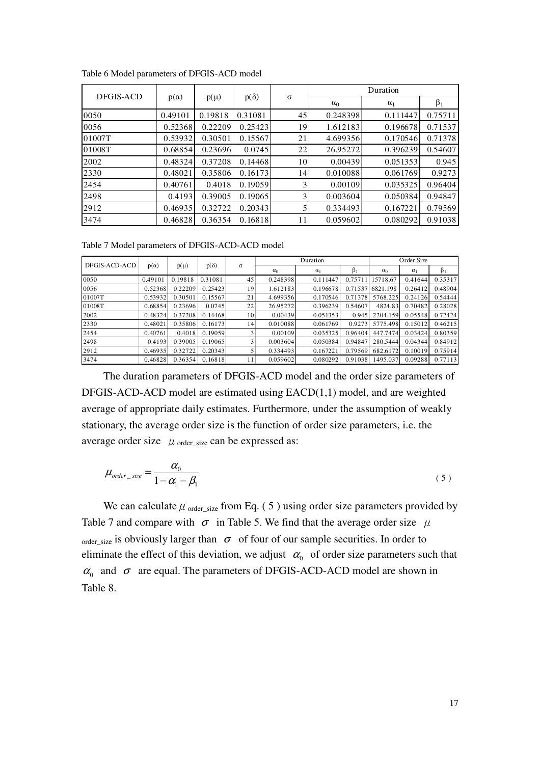Table 6 Model parameters of DFGIS-ACD model

| DFGIS-ACD | p(α) | p(μ) | p(δ) | σ | Duration | | |
|---|---|---|---|---|---|---|---|
| | | | | | $\alpha_0$ | $\alpha_1$ | $\beta_1$ |
| 0050 | 0.49101 | 0.19818 | 0.31081 | 45 | 0.248398 | 0.111447 | 0.75711 |
| 0056 | 0.52368 | 0.22209 | 0.25423 | 19 | 1.612183 | 0.196678 | 0.71537 |
| 01007T | 0.53932 | 0.30501 | 0.15567 | 21 | 4.699356 | 0.170546 | 0.71378 |
| 01008T | 0.68854 | 0.23696 | 0.0745 | 22 | 26.95272 | 0.396239 | 0.54607 |
| 2002 | 0.48324 | 0.37208 | 0.14468 | 10 | 0.00439 | 0.051353 | 0.945 |
| 2330 | 0.48021 | 0.35806 | 0.16173 | 14 | 0.010088 | 0.061769 | 0.9273 |
| 2454 | 0.40761 | 0.4018 | 0.19059 | 3 | 0.00109 | 0.035325 | 0.96404 |
| 2498 | 0.4193 | 0.39005 | 0.19065 | 3 | 0.003604 | 0.050384 | 0.94847 |
| 2912 | 0.46935 | 0.32722 | 0.20343 | 5 | 0.334493 | 0.167221 | 0.79569 |
| 3474 | 0.46828 | 0.36354 | 0.16818 | 11 | 0.059602 | 0.080292 | 0.91038 |

Table 7 Model parameters of DFGIS-ACD-ACD model

| DFGIS-ACD-ACD | p(α) | p(μ) | p(δ) | σ | Duration | | | Order Size | | |
|---|---|---|---|---|---|---|---|---|---|---|
| | | | | | $\alpha_0$ | $\alpha_1$ | $\beta_1$ | $\alpha_0$ | $\alpha_1$ | $\beta_1$ |
| 0050 | 0.49101 | 0.19818 | 0.31081 | 45 | 0.248398 | 0.111447 | 0.75711 | 15718.67 | 0.41644 | 0.35317 |
| 0056 | 0.52368 | 0.22209 | 0.25423 | 19 | 1.612183 | 0.196678 | 0.71537 | 6821.198 | 0.26412 | 0.48904 |
| 01007T | 0.53932 | 0.30501 | 0.15567 | 21 | 4.699356 | 0.170546 | 0.71378 | 5768.225 | 0.24126 | 0.54444 |
| 01008T | 0.68854 | 0.23696 | 0.0745 | 22 | 26.95272 | 0.396239 | 0.54607 | 4824.83 | 0.70482 | 0.28028 |
| 2002 | 0.48324 | 0.37208 | 0.14468 | 10 | 0.00439 | 0.051353 | 0.945 | 2204.159 | 0.05548 | 0.72424 |
| 2330 | 0.48021 | 0.35806 | 0.16173 | 14 | 0.010088 | 0.061769 | 0.9273 | 5775.498 | 0.15012 | 0.46215 |
| 2454 | 0.40761 | 0.4018 | 0.19059 | 3 | 0.00109 | 0.035325 | 0.96404 | 447.7474 | 0.03424 | 0.80359 |
| 2498 | 0.4193 | 0.39005 | 0.19065 | 3 | 0.003604 | 0.050384 | 0.94847 | 280.5444 | 0.04344 | 0.84912 |
| 2912 | 0.46935 | 0.32722 | 0.20343 | 5 | 0.334493 | 0.167221 | 0.79569 | 682.6172 | 0.10019 | 0.75914 |
| 3474 | 0.46828 | 0.36354 | 0.16818 | 11 | 0.059602 | 0.080292 | 0.91038 | 1495.037 | 0.09288 | 0.77113 |

The duration parameters of DFGIS-ACD model and the order size parameters of DFGIS-ACD-ACD model are estimated using EACD(1,1) model, and are weighted average of appropriate daily estimates. Furthermore, under the assumption of weakly stationary, the average order size is the function of order size parameters, i.e. the average order size $\mu_{\text{order\_size}}$ can be expressed as:

$$\mu_{order\_size} = \frac{\alpha_0}{1-\alpha_1-\beta_1} \tag{5}$$

We can calculate $\mu_{\text{order\_size}}$ from Eq. ( 5 ) using order size parameters provided by Table 7 and compare with $\sigma$ in Table 5. We find that the average order size $\mu_{\text{order\_size}}$ is obviously larger than $\sigma$ of four of our sample securities. In order to eliminate the effect of this deviation, we adjust $\alpha_0$ of order size parameters such that $\alpha_0$ and $\sigma$ are equal. The parameters of DFGIS-ACD-ACD model are shown in Table 8.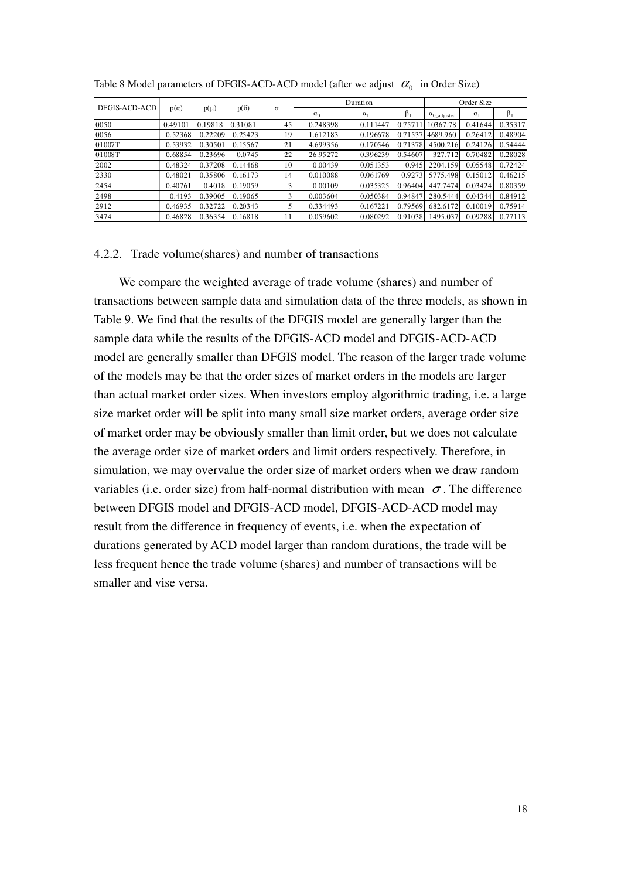Table 8 Model parameters of DFGIS-ACD-ACD model (after we adjust $\alpha_0$ in Order Size)

| DFGIS-ACD-ACD | $p(\alpha)$ | $p(\mu)$ | $p(\delta)$ | $\sigma$ | Duration | | | Order Size | | |
|---|---|---|---|---|---|---|---|---|---|---|
| | | | | | $\alpha_0$ | $\alpha_1$ | $\beta_1$ | $\alpha_{0\_adjusted}$ | $\alpha_1$ | $\beta_1$ |
| 0050 | 0.49101 | 0.19818 | 0.31081 | 45 | 0.248398 | 0.111447 | 0.75711 | 10367.78 | 0.41644 | 0.35317 |
| 0056 | 0.52368 | 0.22209 | 0.25423 | 19 | 1.612183 | 0.196678 | 0.71537 | 4689.960 | 0.26412 | 0.48904 |
| 01007T | 0.53932 | 0.30501 | 0.15567 | 21 | 4.699356 | 0.170546 | 0.71378 | 4500.216 | 0.24126 | 0.54444 |
| 01008T | 0.68854 | 0.23696 | 0.0745 | 22 | 26.95272 | 0.396239 | 0.54607 | 327.712 | 0.70482 | 0.28028 |
| 2002 | 0.48324 | 0.37208 | 0.14468 | 10 | 0.00439 | 0.051353 | 0.945 | 2204.159 | 0.05548 | 0.72424 |
| 2330 | 0.48021 | 0.35806 | 0.16173 | 14 | 0.010088 | 0.061769 | 0.9273 | 5775.498 | 0.15012 | 0.46215 |
| 2454 | 0.40761 | 0.4018 | 0.19059 | 3 | 0.00109 | 0.035325 | 0.96404 | 447.7474 | 0.03424 | 0.80359 |
| 2498 | 0.4193 | 0.39005 | 0.19065 | 3 | 0.003604 | 0.050384 | 0.94847 | 280.5444 | 0.04344 | 0.84912 |
| 2912 | 0.46935 | 0.32722 | 0.20343 | 5 | 0.334493 | 0.167221 | 0.79569 | 682.6172 | 0.10019 | 0.75914 |
| 3474 | 0.46828 | 0.36354 | 0.16818 | 11 | 0.059602 | 0.080292 | 0.91038 | 1495.037 | 0.09288 | 0.77113 |

### 4.2.2. Trade volume(shares) and number of transactions

We compare the weighted average of trade volume (shares) and number of transactions between sample data and simulation data of the three models, as shown in Table 9. We find that the results of the DFGIS model are generally larger than the sample data while the results of the DFGIS-ACD model and DFGIS-ACD-ACD model are generally smaller than DFGIS model. The reason of the larger trade volume of the models may be that the order sizes of market orders in the models are larger than actual market order sizes. When investors employ algorithmic trading, i.e. a large size market order will be split into many small size market orders, average order size of market order may be obviously smaller than limit order, but we does not calculate the average order size of market orders and limit orders respectively. Therefore, in simulation, we may overvalue the order size of market orders when we draw random variables (i.e. order size) from half-normal distribution with mean $\sigma$. The difference between DFGIS model and DFGIS-ACD model, DFGIS-ACD-ACD model may result from the difference in frequency of events, i.e. when the expectation of durations generated by ACD model larger than random durations, the trade will be less frequent hence the trade volume (shares) and number of transactions will be smaller and vise versa.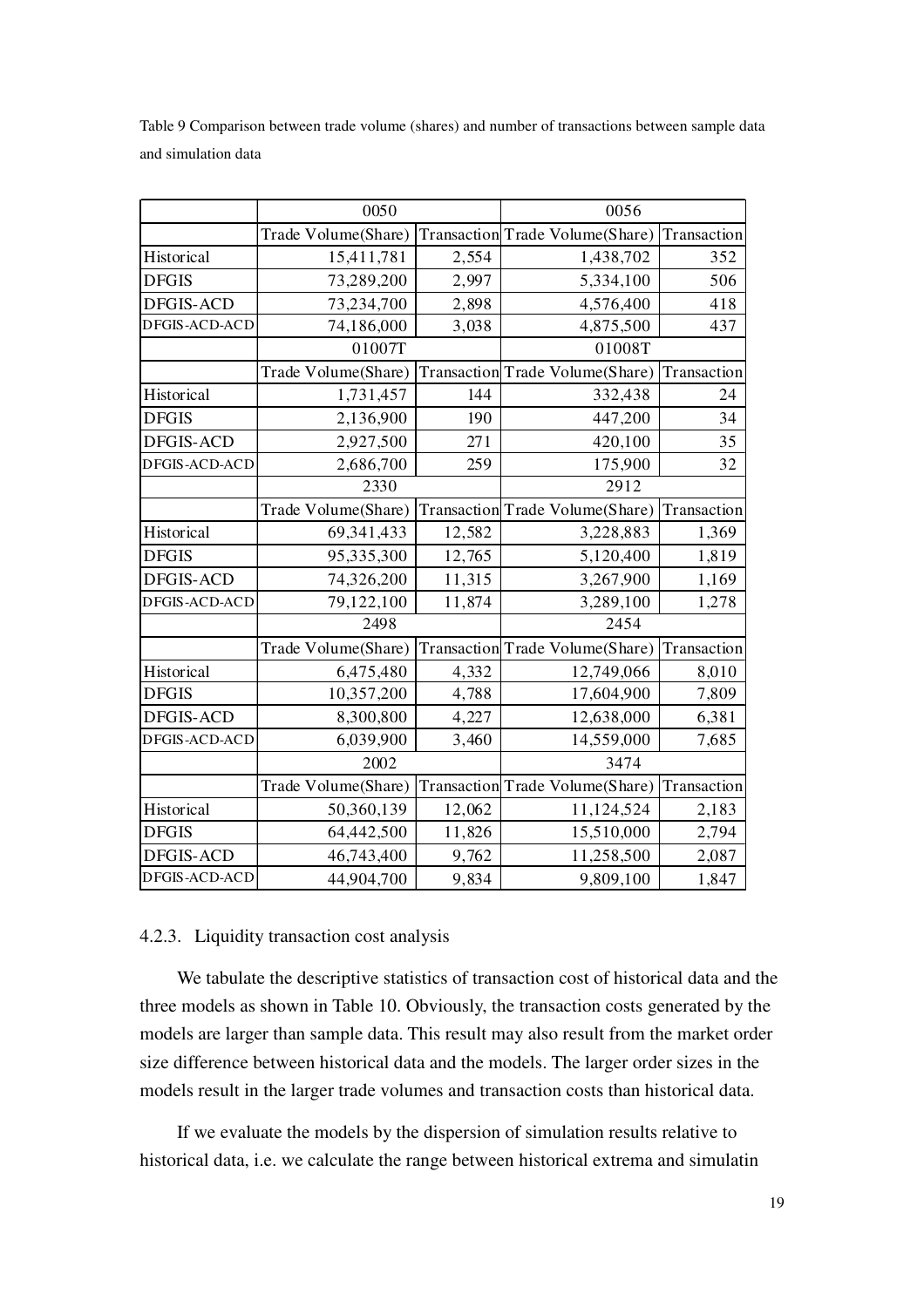Table 9 Comparison between trade volume (shares) and number of transactions between sample data and simulation data

| | 0050 | | 0056 | |
|---|---|---|---|---|
| | Trade Volume(Share) | Transaction | Trade Volume(Share) | Transaction |
| Historical | 15,411,781 | 2,554 | 1,438,702 | 352 |
| DFGIS | 73,289,200 | 2,997 | 5,334,100 | 506 |
| DFGIS-ACD | 73,234,700 | 2,898 | 4,576,400 | 418 |
| DFGIS-ACD-ACD | 74,186,000 | 3,038 | 4,875,500 | 437 |
| | 01007T | | 01008T | |
| | Trade Volume(Share) | Transaction | Trade Volume(Share) | Transaction |
| Historical | 1,731,457 | 144 | 332,438 | 24 |
| DFGIS | 2,136,900 | 190 | 447,200 | 34 |
| DFGIS-ACD | 2,927,500 | 271 | 420,100 | 35 |
| DFGIS-ACD-ACD | 2,686,700 | 259 | 175,900 | 32 |
| | 2330 | | 2912 | |
| | Trade Volume(Share) | Transaction | Trade Volume(Share) | Transaction |
| Historical | 69,341,433 | 12,582 | 3,228,883 | 1,369 |
| DFGIS | 95,335,300 | 12,765 | 5,120,400 | 1,819 |
| DFGIS-ACD | 74,326,200 | 11,315 | 3,267,900 | 1,169 |
| DFGIS-ACD-ACD | 79,122,100 | 11,874 | 3,289,100 | 1,278 |
| | 2498 | | 2454 | |
| | Trade Volume(Share) | Transaction | Trade Volume(Share) | Transaction |
| Historical | 6,475,480 | 4,332 | 12,749,066 | 8,010 |
| DFGIS | 10,357,200 | 4,788 | 17,604,900 | 7,809 |
| DFGIS-ACD | 8,300,800 | 4,227 | 12,638,000 | 6,381 |
| DFGIS-ACD-ACD | 6,039,900 | 3,460 | 14,559,000 | 7,685 |
| | 2002 | | 3474 | |
| | Trade Volume(Share) | Transaction | Trade Volume(Share) | Transaction |
| Historical | 50,360,139 | 12,062 | 11,124,524 | 2,183 |
| DFGIS | 64,442,500 | 11,826 | 15,510,000 | 2,794 |
| DFGIS-ACD | 46,743,400 | 9,762 | 11,258,500 | 2,087 |
| DFGIS-ACD-ACD | 44,904,700 | 9,834 | 9,809,100 | 1,847 |

### 4.2.3. Liquidity transaction cost analysis

We tabulate the descriptive statistics of transaction cost of historical data and the three models as shown in Table 10. Obviously, the transaction costs generated by the models are larger than sample data. This result may also result from the market order size difference between historical data and the models. The larger order sizes in the models result in the larger trade volumes and transaction costs than historical data.

If we evaluate the models by the dispersion of simulation results relative to historical data, i.e. we calculate the range between historical extrema and simulatin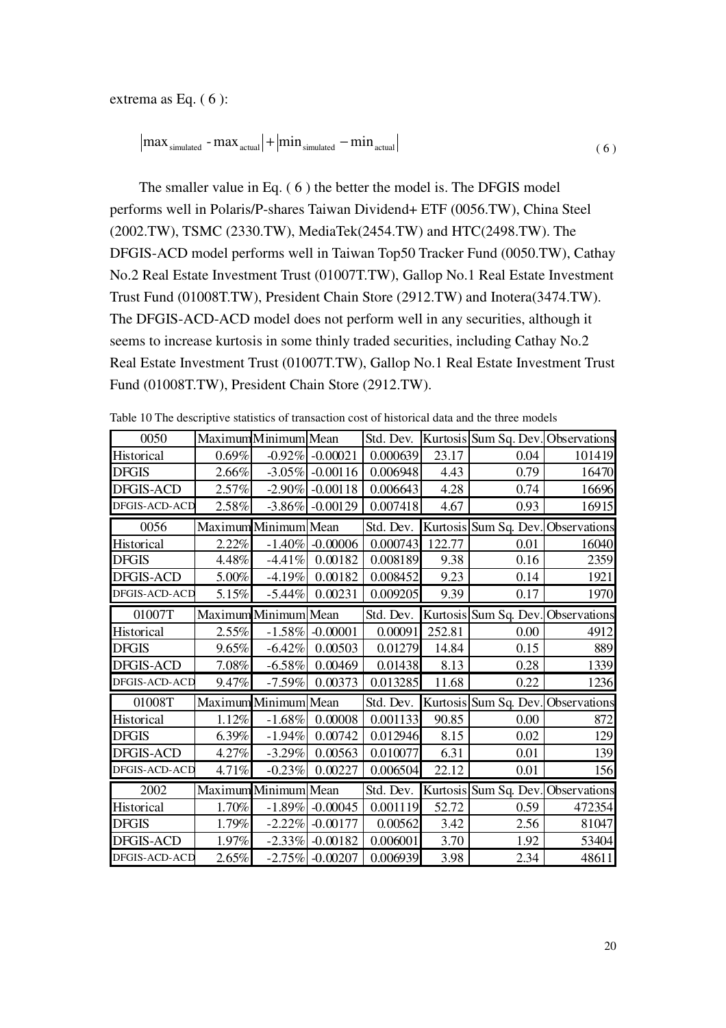extrema as Eq. ( 6 ):

$$\left|\max_{\text{simulated}} - \max_{\text{actual}}\right| + \left|\min_{\text{simulated}} - \min_{\text{actual}}\right| \tag{6}$$

The smaller value in Eq. ( 6 ) the better the model is. The DFGIS model performs well in Polaris/P-shares Taiwan Dividend+ ETF (0056.TW), China Steel (2002.TW), TSMC (2330.TW), MediaTek(2454.TW) and HTC(2498.TW). The DFGIS-ACD model performs well in Taiwan Top50 Tracker Fund (0050.TW), Cathay No.2 Real Estate Investment Trust (01007T.TW), Gallop No.1 Real Estate Investment Trust Fund (01008T.TW), President Chain Store (2912.TW) and Inotera(3474.TW). The DFGIS-ACD-ACD model does not perform well in any securities, although it seems to increase kurtosis in some thinly traded securities, including Cathay No.2 Real Estate Investment Trust (01007T.TW), Gallop No.1 Real Estate Investment Trust Fund (01008T.TW), President Chain Store (2912.TW).

Table 10 The descriptive statistics of transaction cost of historical data and the three models

| 0050 | Maximum | Minimum | Mean | Std. Dev. | Kurtosis | Sum Sq. Dev. | Observations |
|---|---|---|---|---|---|---|---|
| Historical | 0.69% | -0.92% | -0.00021 | 0.000639 | 23.17 | 0.04 | 101419 |
| DFGIS | 2.66% | -3.05% | -0.00116 | 0.006948 | 4.43 | 0.79 | 16470 |
| DFGIS-ACD | 2.57% | -2.90% | -0.00118 | 0.006643 | 4.28 | 0.74 | 16696 |
| DFGIS-ACD-ACD | 2.58% | -3.86% | -0.00129 | 0.007418 | 4.67 | 0.93 | 16915 |
| **0056** | **Maximum** | **Minimum** | **Mean** | **Std. Dev.** | **Kurtosis** | **Sum Sq. Dev.** | **Observations** |
| Historical | 2.22% | -1.40% | -0.00006 | 0.000743 | 122.77 | 0.01 | 16040 |
| DFGIS | 4.48% | -4.41% | 0.00182 | 0.008189 | 9.38 | 0.16 | 2359 |
| DFGIS-ACD | 5.00% | -4.19% | 0.00182 | 0.008452 | 9.23 | 0.14 | 1921 |
| DFGIS-ACD-ACD | 5.15% | -5.44% | 0.00231 | 0.009205 | 9.39 | 0.17 | 1970 |
| **01007T** | **Maximum** | **Minimum** | **Mean** | **Std. Dev.** | **Kurtosis** | **Sum Sq. Dev.** | **Observations** |
| Historical | 2.55% | -1.58% | -0.00001 | 0.00091 | 252.81 | 0.00 | 4912 |
| DFGIS | 9.65% | -6.42% | 0.00503 | 0.01279 | 14.84 | 0.15 | 889 |
| DFGIS-ACD | 7.08% | -6.58% | 0.00469 | 0.01438 | 8.13 | 0.28 | 1339 |
| DFGIS-ACD-ACD | 9.47% | -7.59% | 0.00373 | 0.013285 | 11.68 | 0.22 | 1236 |
| **01008T** | **Maximum** | **Minimum** | **Mean** | **Std. Dev.** | **Kurtosis** | **Sum Sq. Dev.** | **Observations** |
| Historical | 1.12% | -1.68% | 0.00008 | 0.001133 | 90.85 | 0.00 | 872 |
| DFGIS | 6.39% | -1.94% | 0.00742 | 0.012946 | 8.15 | 0.02 | 129 |
| DFGIS-ACD | 4.27% | -3.29% | 0.00563 | 0.010077 | 6.31 | 0.01 | 139 |
| DFGIS-ACD-ACD | 4.71% | -0.23% | 0.00227 | 0.006504 | 22.12 | 0.01 | 156 |
| **2002** | **Maximum** | **Minimum** | **Mean** | **Std. Dev.** | **Kurtosis** | **Sum Sq. Dev.** | **Observations** |
| Historical | 1.70% | -1.89% | -0.00045 | 0.001119 | 52.72 | 0.59 | 472354 |
| DFGIS | 1.79% | -2.22% | -0.00177 | 0.00562 | 3.42 | 2.56 | 81047 |
| DFGIS-ACD | 1.97% | -2.33% | -0.00182 | 0.006001 | 3.70 | 1.92 | 53404 |
| DFGIS-ACD-ACD | 2.65% | -2.75% | -0.00207 | 0.006939 | 3.98 | 2.34 | 48611 |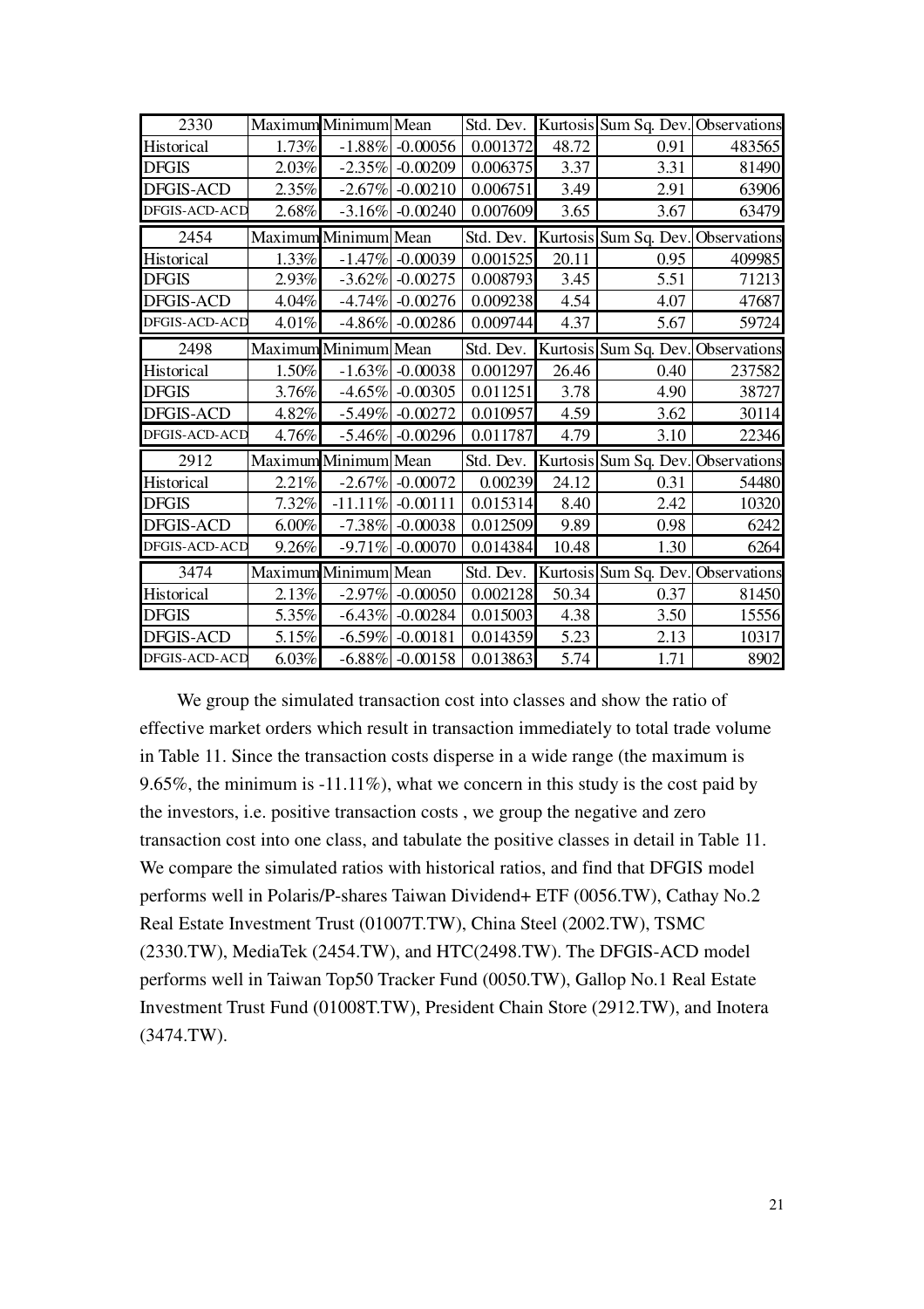| 2330 | Maximum | Minimum | Mean | Std. Dev. | Kurtosis | Sum Sq. Dev. | Observations |
|---|---|---|---|---|---|---|---|
| Historical | 1.73% | -1.88% | -0.00056 | 0.001372 | 48.72 | 0.91 | 483565 |
| DFGIS | 2.03% | -2.35% | -0.00209 | 0.006375 | 3.37 | 3.31 | 81490 |
| DFGIS-ACD | 2.35% | -2.67% | -0.00210 | 0.006751 | 3.49 | 2.91 | 63906 |
| DFGIS-ACD-ACD | 2.68% | -3.16% | -0.00240 | 0.007609 | 3.65 | 3.67 | 63479 |
| **2454** | **Maximum** | **Minimum** | **Mean** | **Std. Dev.** | **Kurtosis** | **Sum Sq. Dev.** | **Observations** |
| Historical | 1.33% | -1.47% | -0.00039 | 0.001525 | 20.11 | 0.95 | 409985 |
| DFGIS | 2.93% | -3.62% | -0.00275 | 0.008793 | 3.45 | 5.51 | 71213 |
| DFGIS-ACD | 4.04% | -4.74% | -0.00276 | 0.009238 | 4.54 | 4.07 | 47687 |
| DFGIS-ACD-ACD | 4.01% | -4.86% | -0.00286 | 0.009744 | 4.37 | 5.67 | 59724 |
| **2498** | **Maximum** | **Minimum** | **Mean** | **Std. Dev.** | **Kurtosis** | **Sum Sq. Dev.** | **Observations** |
| Historical | 1.50% | -1.63% | -0.00038 | 0.001297 | 26.46 | 0.40 | 237582 |
| DFGIS | 3.76% | -4.65% | -0.00305 | 0.011251 | 3.78 | 4.90 | 38727 |
| DFGIS-ACD | 4.82% | -5.49% | -0.00272 | 0.010957 | 4.59 | 3.62 | 30114 |
| DFGIS-ACD-ACD | 4.76% | -5.46% | -0.00296 | 0.011787 | 4.79 | 3.10 | 22346 |
| **2912** | **Maximum** | **Minimum** | **Mean** | **Std. Dev.** | **Kurtosis** | **Sum Sq. Dev.** | **Observations** |
| Historical | 2.21% | -2.67% | -0.00072 | 0.00239 | 24.12 | 0.31 | 54480 |
| DFGIS | 7.32% | -11.11% | -0.00111 | 0.015314 | 8.40 | 2.42 | 10320 |
| DFGIS-ACD | 6.00% | -7.38% | -0.00038 | 0.012509 | 9.89 | 0.98 | 6242 |
| DFGIS-ACD-ACD | 9.26% | -9.71% | -0.00070 | 0.014384 | 10.48 | 1.30 | 6264 |
| **3474** | **Maximum** | **Minimum** | **Mean** | **Std. Dev.** | **Kurtosis** | **Sum Sq. Dev.** | **Observations** |
| Historical | 2.13% | -2.97% | -0.00050 | 0.002128 | 50.34 | 0.37 | 81450 |
| DFGIS | 5.35% | -6.43% | -0.00284 | 0.015003 | 4.38 | 3.50 | 15556 |
| DFGIS-ACD | 5.15% | -6.59% | -0.00181 | 0.014359 | 5.23 | 2.13 | 10317 |
| DFGIS-ACD-ACD | 6.03% | -6.88% | -0.00158 | 0.013863 | 5.74 | 1.71 | 8902 |

We group the simulated transaction cost into classes and show the ratio of effective market orders which result in transaction immediately to total trade volume in Table 11. Since the transaction costs disperse in a wide range (the maximum is 9.65%, the minimum is -11.11%), what we concern in this study is the cost paid by the investors, i.e. positive transaction costs , we group the negative and zero transaction cost into one class, and tabulate the positive classes in detail in Table 11. We compare the simulated ratios with historical ratios, and find that DFGIS model performs well in Polaris/P-shares Taiwan Dividend+ ETF (0056.TW), Cathay No.2 Real Estate Investment Trust (01007T.TW), China Steel (2002.TW), TSMC (2330.TW), MediaTek (2454.TW), and HTC(2498.TW). The DFGIS-ACD model performs well in Taiwan Top50 Tracker Fund (0050.TW), Gallop No.1 Real Estate Investment Trust Fund (01008T.TW), President Chain Store (2912.TW), and Inotera (3474.TW).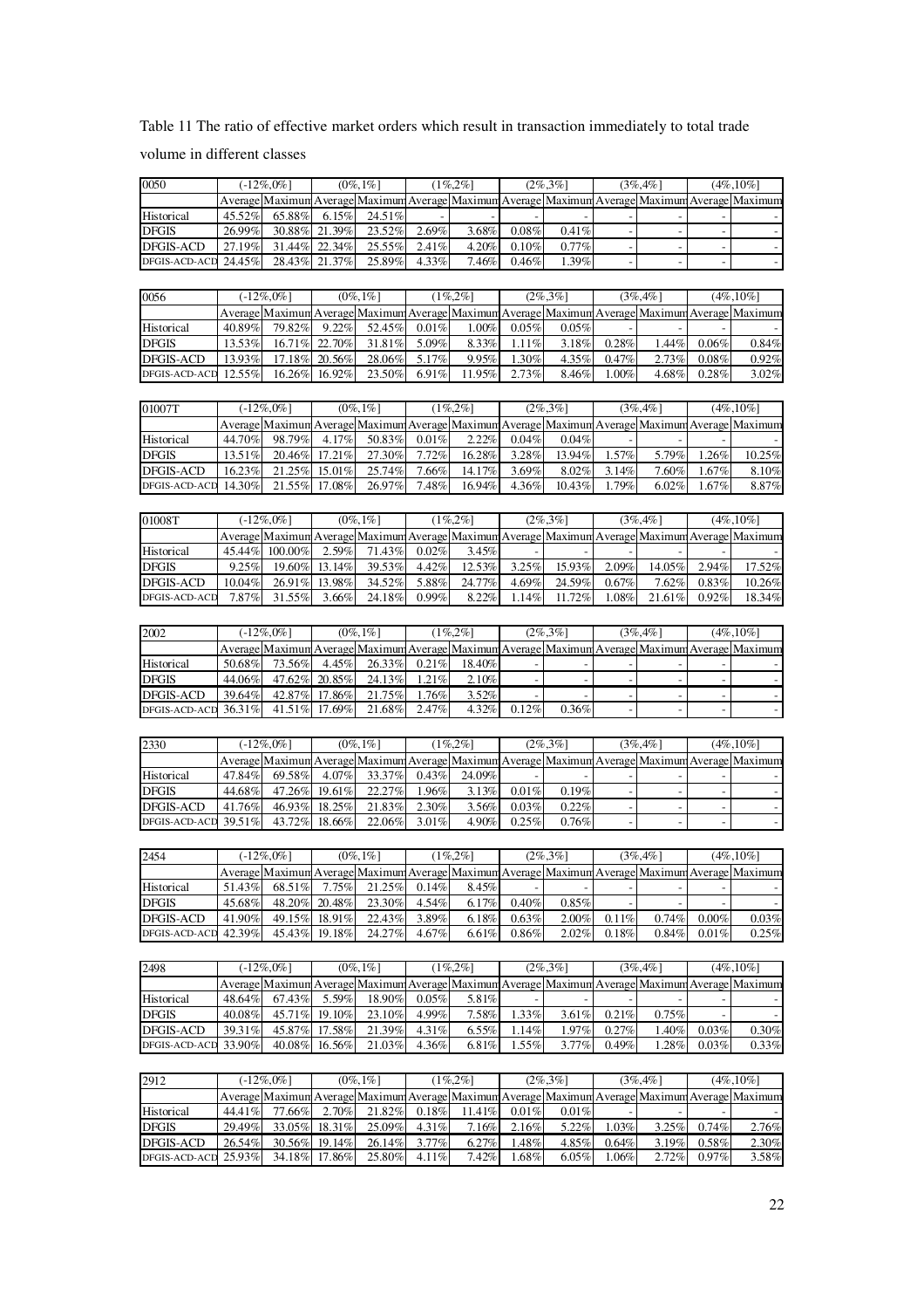Table 11 The ratio of effective market orders which result in transaction immediately to total trade volume in different classes

| 0050 | (-12%,0%] | | (0%,1%] | | (1%,2%] | | (2%,3%] | | (3%,4%] | | (4%,10%] | |
|---|---|---|---|---|---|---|---|---|---|---|---|---|
| | Average | Maximum | Average | Maximum | Average | Maximum | Average | Maximum | Average | Maximum | Average | Maximum |
| Historical | 45.52% | 65.88% | 6.15% | 24.51% | - | - | - | - | - | - | - | - |
| DFGIS | 26.99% | 30.88% | 21.39% | 23.52% | 2.69% | 3.68% | 0.08% | 0.41% | - | - | - | - |
| DFGIS-ACD | 27.19% | 31.44% | 22.34% | 25.55% | 2.41% | 4.20% | 0.10% | 0.77% | - | - | - | - |
| DFGIS-ACD-ACD | 24.45% | 28.43% | 21.37% | 25.89% | 4.33% | 7.46% | 0.46% | 1.39% | - | - | - | - |

| 0056 | (-12%,0%] | | (0%,1%] | | (1%,2%] | | (2%,3%] | | (3%,4%] | | (4%,10%] | |
|---|---|---|---|---|---|---|---|---|---|---|---|---|
| | Average | Maximum | Average | Maximum | Average | Maximum | Average | Maximum | Average | Maximum | Average | Maximum |
| Historical | 40.89% | 79.82% | 9.22% | 52.45% | 0.01% | 1.00% | 0.05% | 0.05% | - | - | - | - |
| DFGIS | 13.53% | 16.71% | 22.70% | 31.81% | 5.09% | 8.33% | 1.11% | 3.18% | 0.28% | 1.44% | 0.06% | 0.84% |
| DFGIS-ACD | 13.93% | 17.18% | 20.56% | 28.06% | 5.17% | 9.95% | 1.30% | 4.35% | 0.47% | 2.73% | 0.08% | 0.92% |
| DFGIS-ACD-ACD | 12.55% | 16.26% | 16.92% | 23.50% | 6.91% | 11.95% | 2.73% | 8.46% | 1.00% | 4.68% | 0.28% | 3.02% |

| 01007T | (-12%,0%] | | (0%,1%] | | (1%,2%] | | (2%,3%] | | (3%,4%] | | (4%,10%] | |
|---|---|---|---|---|---|---|---|---|---|---|---|---|
| | Average | Maximum | Average | Maximum | Average | Maximum | Average | Maximum | Average | Maximum | Average | Maximum |
| Historical | 44.70% | 98.79% | 4.17% | 50.83% | 0.01% | 2.22% | 0.04% | 0.04% | - | - | - | - |
| DFGIS | 13.51% | 20.46% | 17.21% | 27.30% | 7.72% | 16.28% | 3.28% | 13.94% | 1.57% | 5.79% | 1.26% | 10.25% |
| DFGIS-ACD | 16.23% | 21.25% | 15.01% | 25.74% | 7.66% | 14.17% | 3.69% | 8.02% | 3.14% | 7.60% | 1.67% | 8.10% |
| DFGIS-ACD-ACD | 14.30% | 21.55% | 17.08% | 26.97% | 7.48% | 16.94% | 4.36% | 10.43% | 1.79% | 6.02% | 1.67% | 8.87% |

| 01008T | (-12%,0%] | | (0%,1%] | | (1%,2%] | | (2%,3%] | | (3%,4%] | | (4%,10%] | |
|---|---|---|---|---|---|---|---|---|---|---|---|---|
| | Average | Maximum | Average | Maximum | Average | Maximum | Average | Maximum | Average | Maximum | Average | Maximum |
| Historical | 45.44% | 100.00% | 2.59% | 71.43% | 0.02% | 3.45% | - | - | - | - | - | - |
| DFGIS | 9.25% | 19.60% | 13.14% | 39.53% | 4.42% | 12.53% | 3.25% | 15.93% | 2.09% | 14.05% | 2.94% | 17.52% |
| DFGIS-ACD | 10.04% | 26.91% | 13.98% | 34.52% | 5.88% | 24.77% | 4.69% | 24.59% | 0.67% | 7.62% | 0.83% | 10.26% |
| DFGIS-ACD-ACD | 7.87% | 31.55% | 3.66% | 24.18% | 0.99% | 8.22% | 1.14% | 11.72% | 1.08% | 21.61% | 0.92% | 18.34% |

| 2002 | (-12%,0%] | | (0%,1%] | | (1%,2%] | | (2%,3%] | | (3%,4%] | | (4%,10%] | |
|---|---|---|---|---|---|---|---|---|---|---|---|---|
| | Average | Maximum | Average | Maximum | Average | Maximum | Average | Maximum | Average | Maximum | Average | Maximum |
| Historical | 50.68% | 73.56% | 4.45% | 26.33% | 0.21% | 18.40% | - | - | - | - | - | - |
| DFGIS | 44.06% | 47.62% | 20.85% | 24.13% | 1.21% | 2.10% | - | - | - | - | - | - |
| DFGIS-ACD | 39.64% | 42.87% | 17.86% | 21.75% | 1.76% | 3.52% | - | - | - | - | - | - |
| DFGIS-ACD-ACD | 36.31% | 41.51% | 17.69% | 21.68% | 2.47% | 4.32% | 0.12% | 0.36% | - | - | - | - |

| 2330 | (-12%,0%] | | (0%,1%] | | (1%,2%] | | (2%,3%] | | (3%,4%] | | (4%,10%] | |
|---|---|---|---|---|---|---|---|---|---|---|---|---|
| | Average | Maximum | Average | Maximum | Average | Maximum | Average | Maximum | Average | Maximum | Average | Maximum |
| Historical | 47.84% | 69.58% | 4.07% | 33.37% | 0.43% | 24.09% | - | - | - | - | - | - |
| DFGIS | 44.68% | 47.26% | 19.61% | 22.27% | 1.96% | 3.13% | 0.01% | 0.19% | - | - | - | - |
| DFGIS-ACD | 41.76% | 46.93% | 18.25% | 21.83% | 2.30% | 3.56% | 0.03% | 0.22% | - | - | - | - |
| DFGIS-ACD-ACD | 39.51% | 43.72% | 18.66% | 22.06% | 3.01% | 4.90% | 0.25% | 0.76% | - | - | - | - |

| 2454 | (-12%,0%] | | (0%,1%] | | (1%,2%] | | (2%,3%] | | (3%,4%] | | (4%,10%] | |
|---|---|---|---|---|---|---|---|---|---|---|---|---|
| | Average | Maximum | Average | Maximum | Average | Maximum | Average | Maximum | Average | Maximum | Average | Maximum |
| Historical | 51.43% | 68.51% | 7.75% | 21.25% | 0.14% | 8.45% | - | - | - | - | - | - |
| DFGIS | 45.68% | 48.20% | 20.48% | 23.30% | 4.54% | 6.17% | 0.40% | 0.85% | - | - | - | - |
| DFGIS-ACD | 41.90% | 49.15% | 18.91% | 22.43% | 3.89% | 6.18% | 0.63% | 2.00% | 0.11% | 0.74% | 0.00% | 0.03% |
| DFGIS-ACD-ACD | 42.39% | 45.43% | 19.18% | 24.27% | 4.67% | 6.61% | 0.86% | 2.02% | 0.18% | 0.84% | 0.01% | 0.25% |

| 2498 | (-12%,0%] | | (0%,1%] | | (1%,2%] | | (2%,3%] | | (3%,4%] | | (4%,10%] | |
|---|---|---|---|---|---|---|---|---|---|---|---|---|
| | Average | Maximum | Average | Maximum | Average | Maximum | Average | Maximum | Average | Maximum | Average | Maximum |
| Historical | 48.64% | 67.43% | 5.59% | 18.90% | 0.05% | 5.81% | - | - | - | - | - | - |
| DFGIS | 40.08% | 45.71% | 19.10% | 23.10% | 4.99% | 7.58% | 1.33% | 3.61% | 0.21% | 0.75% | - | - |
| DFGIS-ACD | 39.31% | 45.87% | 17.58% | 21.39% | 4.31% | 6.55% | 1.14% | 1.97% | 0.27% | 1.40% | 0.03% | 0.30% |
| DFGIS-ACD-ACD | 33.90% | 40.08% | 16.56% | 21.03% | 4.36% | 6.81% | 1.55% | 3.77% | 0.49% | 1.28% | 0.03% | 0.33% |

| 2912 | (-12%,0%] | | (0%,1%] | | (1%,2%] | | (2%,3%] | | (3%,4%] | | (4%,10%] | |
|---|---|---|---|---|---|---|---|---|---|---|---|---|
| | Average | Maximum | Average | Maximum | Average | Maximum | Average | Maximum | Average | Maximum | Average | Maximum |
| Historical | 44.41% | 77.66% | 2.70% | 21.82% | 0.18% | 11.41% | 0.01% | 0.01% | - | - | - | - |
| DFGIS | 29.49% | 33.05% | 18.31% | 25.09% | 4.31% | 7.16% | 2.16% | 5.22% | 1.03% | 3.25% | 0.74% | 2.76% |
| DFGIS-ACD | 26.54% | 30.56% | 19.14% | 26.14% | 3.77% | 6.27% | 1.48% | 4.85% | 0.64% | 3.19% | 0.58% | 2.30% |
| DFGIS-ACD-ACD | 25.93% | 34.18% | 17.86% | 25.80% | 4.11% | 7.42% | 1.68% | 6.05% | 1.06% | 2.72% | 0.97% | 3.58% |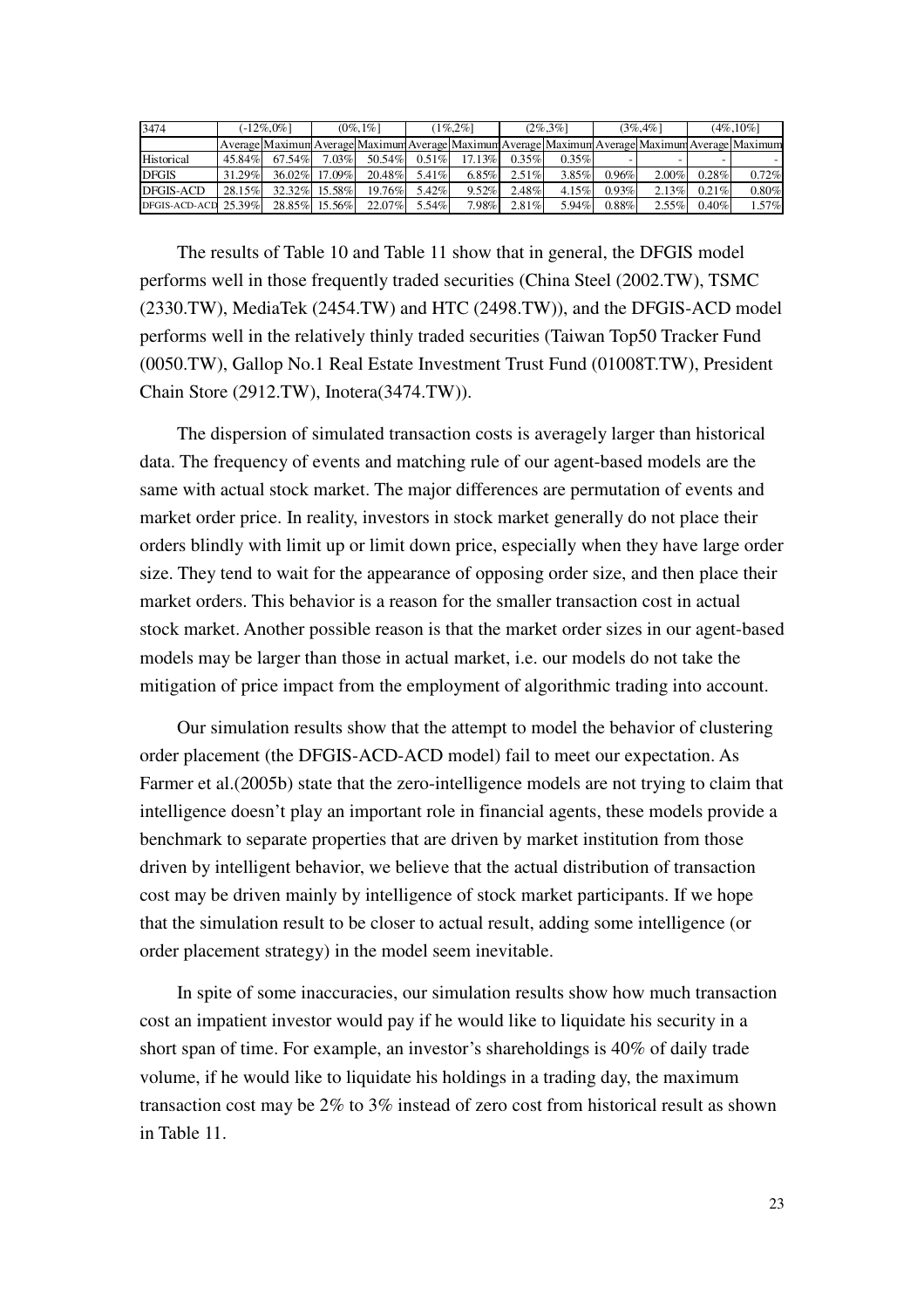| 3474 | (-12%,0%] | | (0%,1%] | | (1%,2%] | | (2%,3%] | | (3%,4%] | | (4%,10%] | |
|---|---|---|---|---|---|---|---|---|---|---|---|---|
| | Average | Maximum | Average | Maximum | Average | Maximum | Average | Maximum | Average | Maximum | Average | Maximum |
| Historical | 45.84% | 67.54% | 7.03% | 50.54% | 0.51% | 17.13% | 0.35% | 0.35% | - | - | - | - |
| DFGIS | 31.29% | 36.02% | 17.09% | 20.48% | 5.41% | 6.85% | 2.51% | 3.85% | 0.96% | 2.00% | 0.28% | 0.72% |
| DFGIS-ACD | 28.15% | 32.32% | 15.58% | 19.76% | 5.42% | 9.52% | 2.48% | 4.15% | 0.93% | 2.13% | 0.21% | 0.80% |
| DFGIS-ACD-ACD | 25.39% | 28.85% | 15.56% | 22.07% | 5.54% | 7.98% | 2.81% | 5.94% | 0.88% | 2.55% | 0.40% | 1.57% |

The results of Table 10 and Table 11 show that in general, the DFGIS model performs well in those frequently traded securities (China Steel (2002.TW), TSMC (2330.TW), MediaTek (2454.TW) and HTC (2498.TW)), and the DFGIS-ACD model performs well in the relatively thinly traded securities (Taiwan Top50 Tracker Fund (0050.TW), Gallop No.1 Real Estate Investment Trust Fund (01008T.TW), President Chain Store (2912.TW), Inotera(3474.TW)).

The dispersion of simulated transaction costs is averagely larger than historical data. The frequency of events and matching rule of our agent-based models are the same with actual stock market. The major differences are permutation of events and market order price. In reality, investors in stock market generally do not place their orders blindly with limit up or limit down price, especially when they have large order size. They tend to wait for the appearance of opposing order size, and then place their market orders. This behavior is a reason for the smaller transaction cost in actual stock market. Another possible reason is that the market order sizes in our agent-based models may be larger than those in actual market, i.e. our models do not take the mitigation of price impact from the employment of algorithmic trading into account.

Our simulation results show that the attempt to model the behavior of clustering order placement (the DFGIS-ACD-ACD model) fail to meet our expectation. As Farmer et al.(2005b) state that the zero-intelligence models are not trying to claim that intelligence doesn't play an important role in financial agents, these models provide a benchmark to separate properties that are driven by market institution from those driven by intelligent behavior, we believe that the actual distribution of transaction cost may be driven mainly by intelligence of stock market participants. If we hope that the simulation result to be closer to actual result, adding some intelligence (or order placement strategy) in the model seem inevitable.

In spite of some inaccuracies, our simulation results show how much transaction cost an impatient investor would pay if he would like to liquidate his security in a short span of time. For example, an investor's shareholdings is 40% of daily trade volume, if he would like to liquidate his holdings in a trading day, the maximum transaction cost may be 2% to 3% instead of zero cost from historical result as shown in Table 11.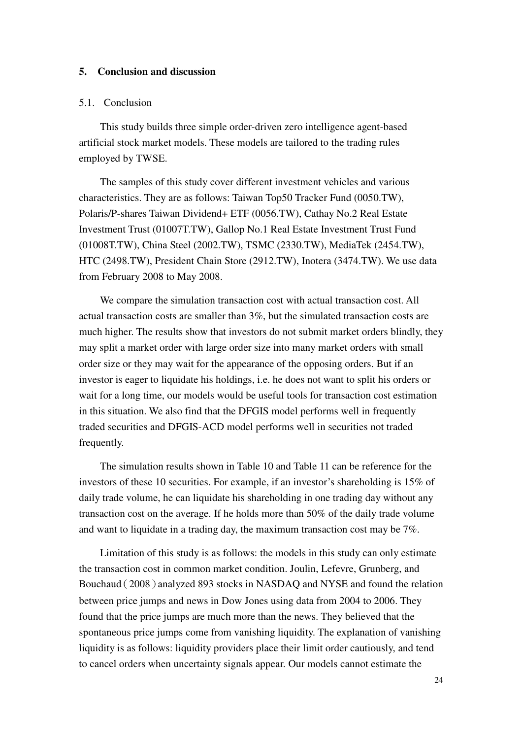## 5. Conclusion and discussion

### 5.1. Conclusion

This study builds three simple order-driven zero intelligence agent-based artificial stock market models. These models are tailored to the trading rules employed by TWSE.

The samples of this study cover different investment vehicles and various characteristics. They are as follows: Taiwan Top50 Tracker Fund (0050.TW), Polaris/P-shares Taiwan Dividend+ ETF (0056.TW), Cathay No.2 Real Estate Investment Trust (01007T.TW), Gallop No.1 Real Estate Investment Trust Fund (01008T.TW), China Steel (2002.TW), TSMC (2330.TW), MediaTek (2454.TW), HTC (2498.TW), President Chain Store (2912.TW), Inotera (3474.TW). We use data from February 2008 to May 2008.

We compare the simulation transaction cost with actual transaction cost. All actual transaction costs are smaller than 3%, but the simulated transaction costs are much higher. The results show that investors do not submit market orders blindly, they may split a market order with large order size into many market orders with small order size or they may wait for the appearance of the opposing orders. But if an investor is eager to liquidate his holdings, i.e. he does not want to split his orders or wait for a long time, our models would be useful tools for transaction cost estimation in this situation. We also find that the DFGIS model performs well in frequently traded securities and DFGIS-ACD model performs well in securities not traded frequently.

The simulation results shown in Table 10 and Table 11 can be reference for the investors of these 10 securities. For example, if an investor's shareholding is 15% of daily trade volume, he can liquidate his shareholding in one trading day without any transaction cost on the average. If he holds more than 50% of the daily trade volume and want to liquidate in a trading day, the maximum transaction cost may be 7%.

Limitation of this study is as follows: the models in this study can only estimate the transaction cost in common market condition. Joulin, Lefevre, Grunberg, and Bouchaud（2008）analyzed 893 stocks in NASDAQ and NYSE and found the relation between price jumps and news in Dow Jones using data from 2004 to 2006. They found that the price jumps are much more than the news. They believed that the spontaneous price jumps come from vanishing liquidity. The explanation of vanishing liquidity is as follows: liquidity providers place their limit order cautiously, and tend to cancel orders when uncertainty signals appear. Our models cannot estimate the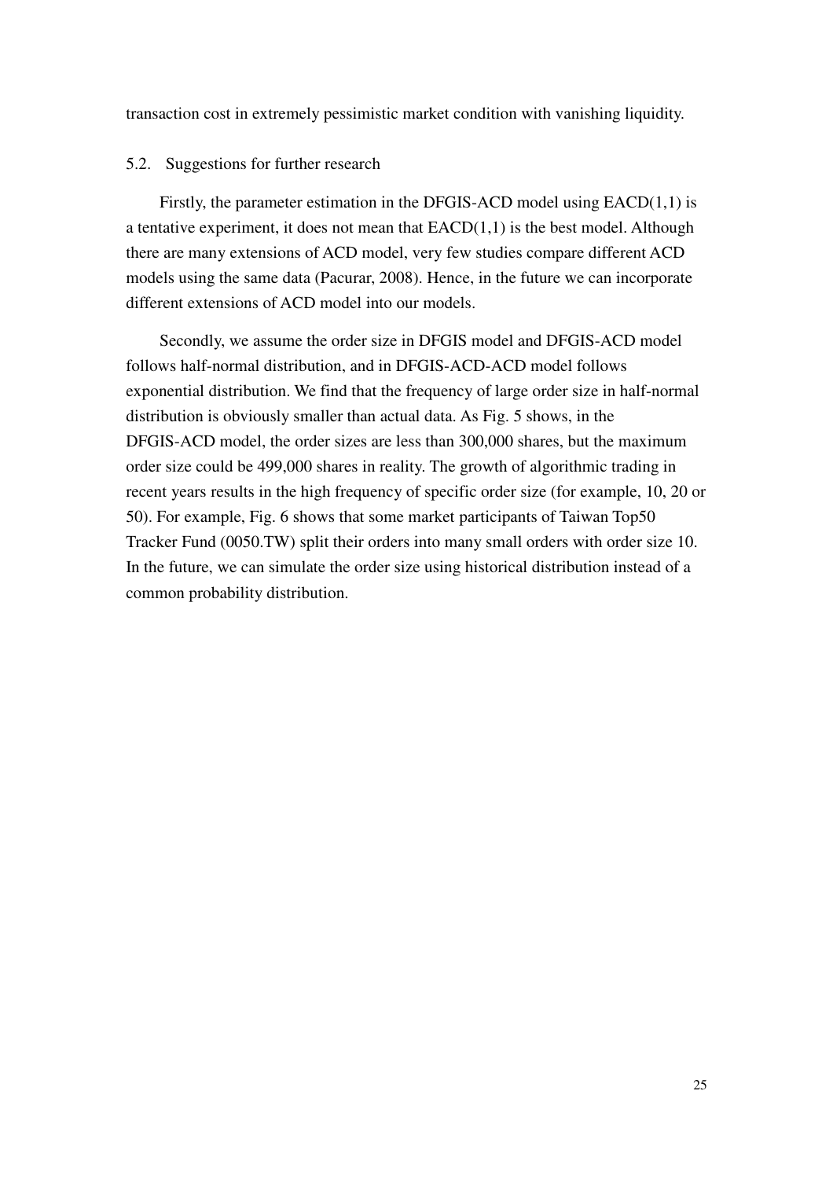transaction cost in extremely pessimistic market condition with vanishing liquidity.

### 5.2. Suggestions for further research

Firstly, the parameter estimation in the DFGIS-ACD model using EACD(1,1) is a tentative experiment, it does not mean that EACD(1,1) is the best model. Although there are many extensions of ACD model, very few studies compare different ACD models using the same data (Pacurar, 2008). Hence, in the future we can incorporate different extensions of ACD model into our models.

Secondly, we assume the order size in DFGIS model and DFGIS-ACD model follows half-normal distribution, and in DFGIS-ACD-ACD model follows exponential distribution. We find that the frequency of large order size in half-normal distribution is obviously smaller than actual data. As Fig. 5 shows, in the DFGIS-ACD model, the order sizes are less than 300,000 shares, but the maximum order size could be 499,000 shares in reality. The growth of algorithmic trading in recent years results in the high frequency of specific order size (for example, 10, 20 or 50). For example, Fig. 6 shows that some market participants of Taiwan Top50 Tracker Fund (0050.TW) split their orders into many small orders with order size 10. In the future, we can simulate the order size using historical distribution instead of a common probability distribution.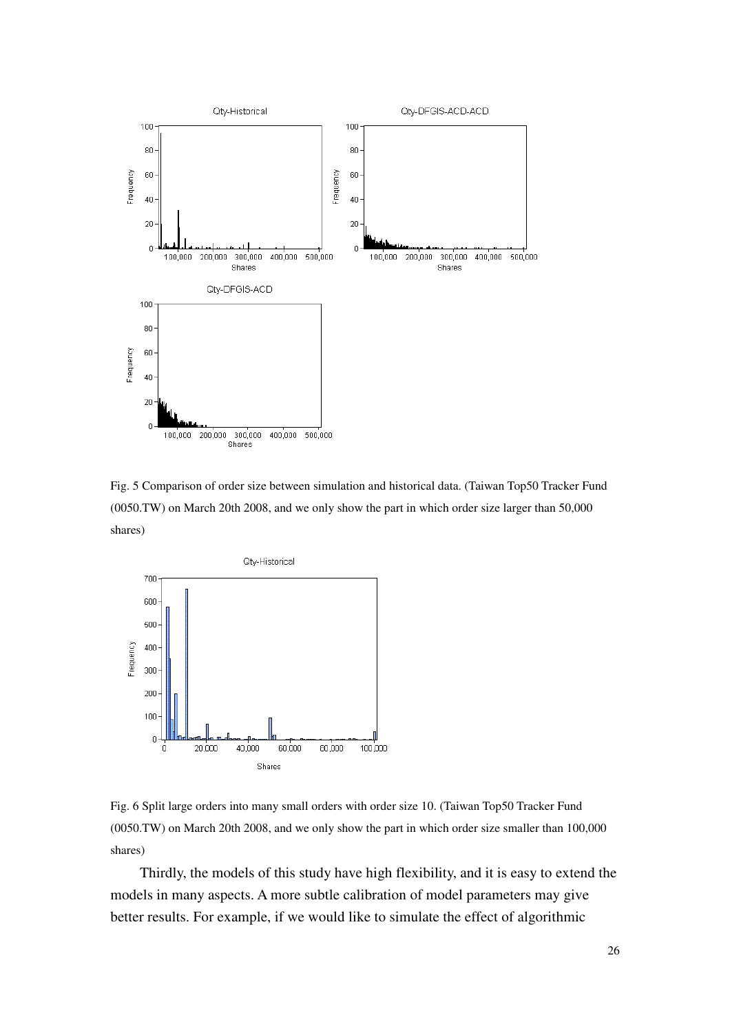Fig. 5 Comparison of order size between simulation and historical data. (Taiwan Top50 Tracker Fund (0050.TW) on March 20th 2008, and we only show the part in which order size larger than 50,000 shares)

Fig. 6 Split large orders into many small orders with order size 10. (Taiwan Top50 Tracker Fund (0050.TW) on March 20th 2008, and we only show the part in which order size smaller than 100,000 shares)

Thirdly, the models of this study have high flexibility, and it is easy to extend the models in many aspects. A more subtle calibration of model parameters may give better results. For example, if we would like to simulate the effect of algorithmic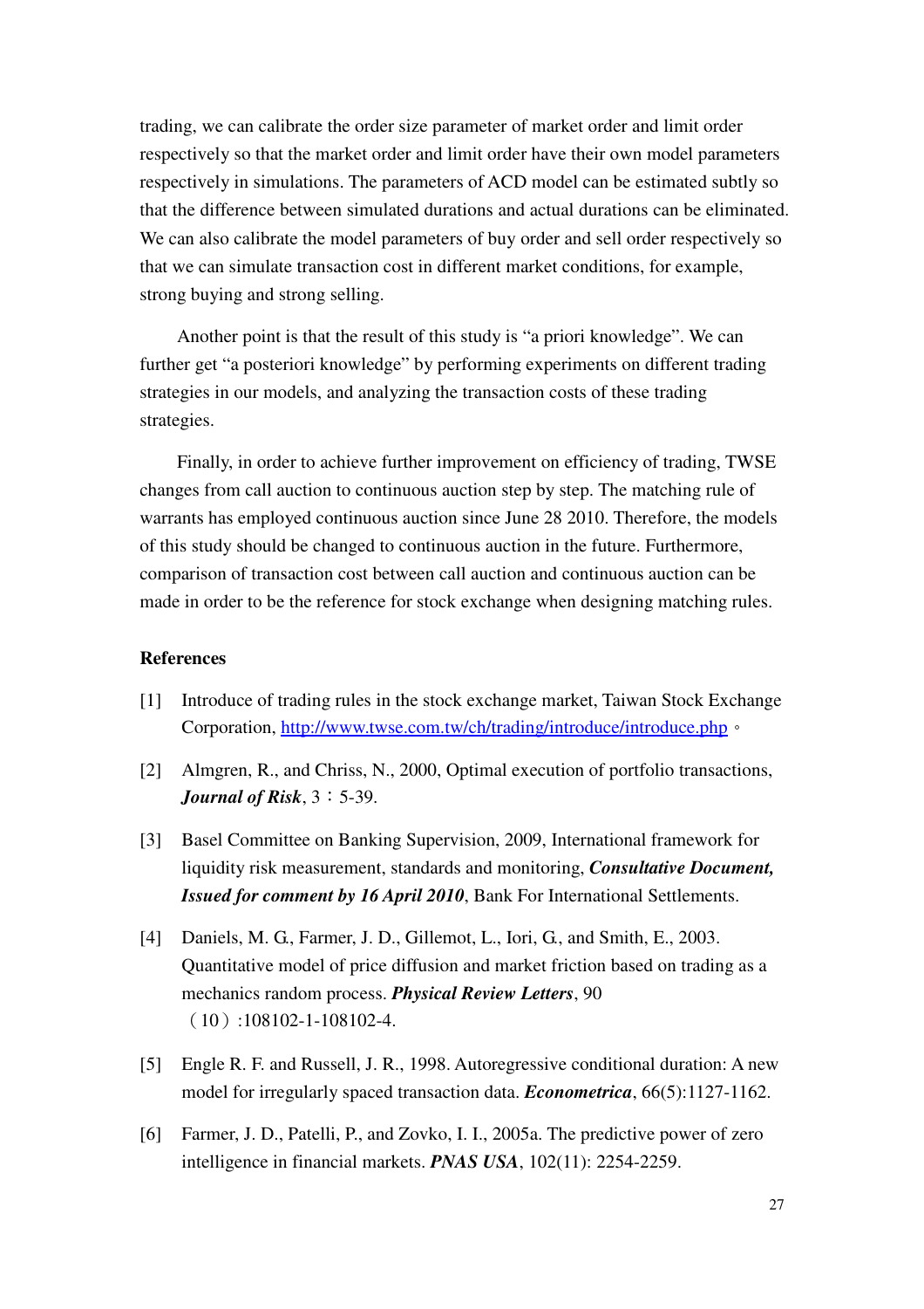trading, we can calibrate the order size parameter of market order and limit order respectively so that the market order and limit order have their own model parameters respectively in simulations. The parameters of ACD model can be estimated subtly so that the difference between simulated durations and actual durations can be eliminated. We can also calibrate the model parameters of buy order and sell order respectively so that we can simulate transaction cost in different market conditions, for example, strong buying and strong selling.

Another point is that the result of this study is "a priori knowledge". We can further get "a posteriori knowledge" by performing experiments on different trading strategies in our models, and analyzing the transaction costs of these trading strategies.

Finally, in order to achieve further improvement on efficiency of trading, TWSE changes from call auction to continuous auction step by step. The matching rule of warrants has employed continuous auction since June 28 2010. Therefore, the models of this study should be changed to continuous auction in the future. Furthermore, comparison of transaction cost between call auction and continuous auction can be made in order to be the reference for stock exchange when designing matching rules.

**References**

[1] Introduce of trading rules in the stock exchange market, Taiwan Stock Exchange Corporation, http://www.twse.com.tw/ch/trading/introduce/introduce.php。

[2] Almgren, R., and Chriss, N., 2000, Optimal execution of portfolio transactions, ***Journal of Risk***, 3：5-39.

[3] Basel Committee on Banking Supervision, 2009, International framework for liquidity risk measurement, standards and monitoring, ***Consultative Document, Issued for comment by 16 April 2010***, Bank For International Settlements.

[4] Daniels, M. G., Farmer, J. D., Gillemot, L., Iori, G., and Smith, E., 2003. Quantitative model of price diffusion and market friction based on trading as a mechanics random process. ***Physical Review Letters***, 90（10）:108102-1-108102-4.

[5] Engle R. F. and Russell, J. R., 1998. Autoregressive conditional duration: A new model for irregularly spaced transaction data. ***Econometrica***, 66(5):1127-1162.

[6] Farmer, J. D., Patelli, P., and Zovko, I. I., 2005a. The predictive power of zero intelligence in financial markets. ***PNAS USA***, 102(11): 2254-2259.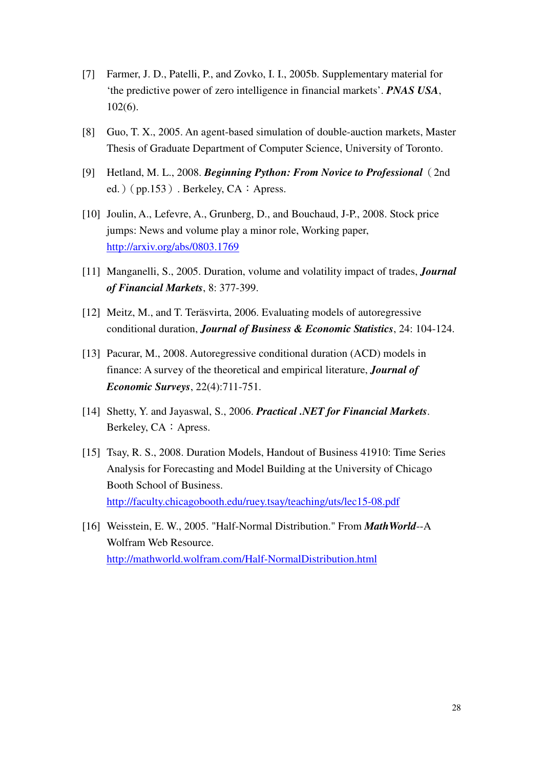[7] Farmer, J. D., Patelli, P., and Zovko, I. I., 2005b. Supplementary material for 'the predictive power of zero intelligence in financial markets'. ***PNAS USA***, 102(6).

[8] Guo, T. X., 2005. An agent-based simulation of double-auction markets, Master Thesis of Graduate Department of Computer Science, University of Toronto.

[9] Hetland, M. L., 2008. ***Beginning Python: From Novice to Professional***（2nd ed.）（pp.153）. Berkeley, CA：Apress.

[10] Joulin, A., Lefevre, A., Grunberg, D., and Bouchaud, J-P., 2008. Stock price jumps: News and volume play a minor role, Working paper, http://arxiv.org/abs/0803.1769

[11] Manganelli, S., 2005. Duration, volume and volatility impact of trades, ***Journal of Financial Markets***, 8: 377-399.

[12] Meitz, M., and T. Teräsvirta, 2006. Evaluating models of autoregressive conditional duration, ***Journal of Business & Economic Statistics***, 24: 104-124.

[13] Pacurar, M., 2008. Autoregressive conditional duration (ACD) models in finance: A survey of the theoretical and empirical literature, ***Journal of Economic Surveys***, 22(4):711-751.

[14] Shetty, Y. and Jayaswal, S., 2006. ***Practical .NET for Financial Markets***. Berkeley, CA：Apress.

[15] Tsay, R. S., 2008. Duration Models, Handout of Business 41910: Time Series Analysis for Forecasting and Model Building at the University of Chicago Booth School of Business. http://faculty.chicagobooth.edu/ruey.tsay/teaching/uts/lec15-08.pdf

[16] Weisstein, E. W., 2005. "Half-Normal Distribution." From ***MathWorld***--A Wolfram Web Resource. http://mathworld.wolfram.com/Half-NormalDistribution.html